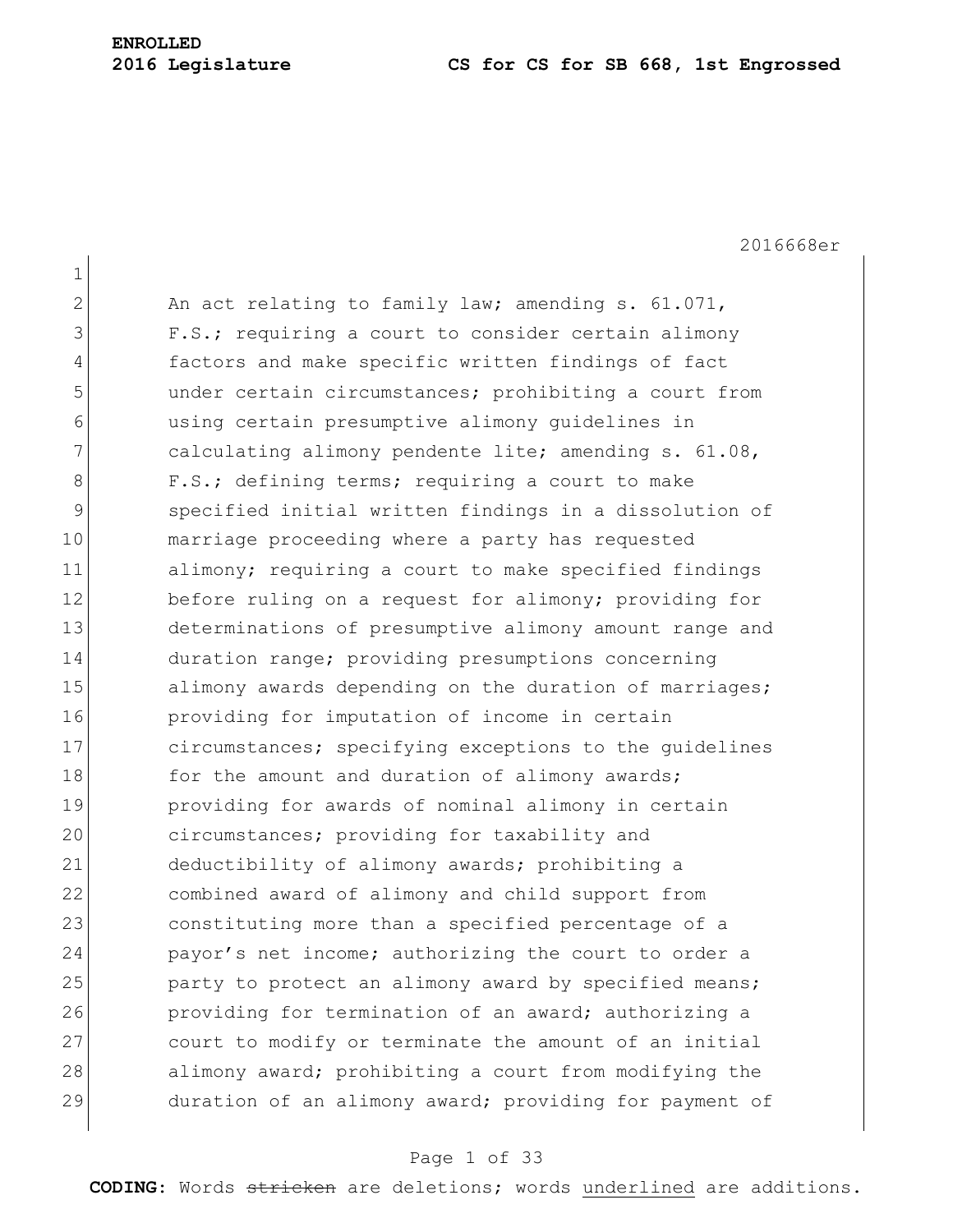2016668er

An act relating to family law; amending s. 61.071, F.S.; requiring a court to consider certain alimony factors and make specific written findings of fact under certain circumstances; prohibiting a court from using certain presumptive alimony guidelines in calculating alimony pendente lite; amending s. 61.08, F.S.; defining terms; requiring a court to make specified initial written findings in a dissolution of marriage proceeding where a party has requested alimony; requiring a court to make specified findings before ruling on a request for alimony; providing for determinations of presumptive alimony amount range and duration range; providing presumptions concerning alimony awards depending on the duration of marriages; providing for imputation of income in certain circumstances; specifying exceptions to the guidelines for the amount and duration of alimony awards; providing for awards of nominal alimony in certain circumstances; providing for taxability and deductibility of alimony awards; prohibiting a combined award of alimony and child support from constituting more than a specified percentage of a payor's net income; authorizing the court to order a party to protect an alimony award by specified means; providing for termination of an award; authorizing a court to modify or terminate the amount of an initial alimony award; prohibiting a court from modifying the duration of an alimony award; providing for payment of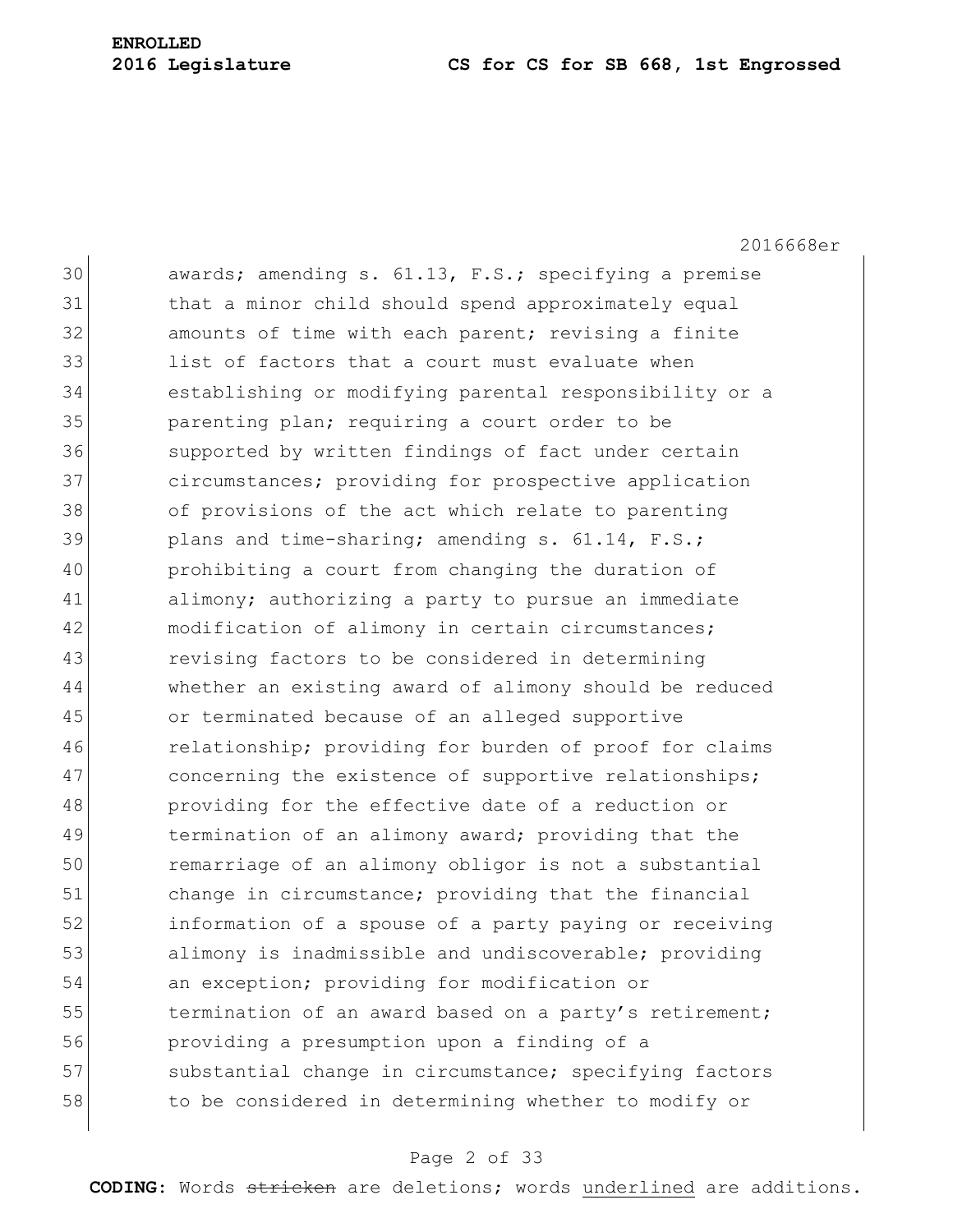awards; amending s. 61.13, F.S.; specifying a premise that a minor child should spend approximately equal amounts of time with each parent; revising a finite list of factors that a court must evaluate when establishing or modifying parental responsibility or a parenting plan; requiring a court order to be supported by written findings of fact under certain circumstances; providing for prospective application of provisions of the act which relate to parenting plans and time-sharing; amending s. 61.14, F.S.; prohibiting a court from changing the duration of alimony; authorizing a party to pursue an immediate modification of alimony in certain circumstances; revising factors to be considered in determining whether an existing award of alimony should be reduced or terminated because of an alleged supportive relationship; providing for burden of proof for claims concerning the existence of supportive relationships; providing for the effective date of a reduction or termination of an alimony award; providing that the remarriage of an alimony obligor is not a substantial change in circumstance; providing that the financial information of a spouse of a party paying or receiving alimony is inadmissible and undiscoverable; providing an exception; providing for modification or termination of an award based on a party's retirement; providing a presumption upon a finding of a substantial change in circumstance; specifying factors to be considered in determining whether to modify or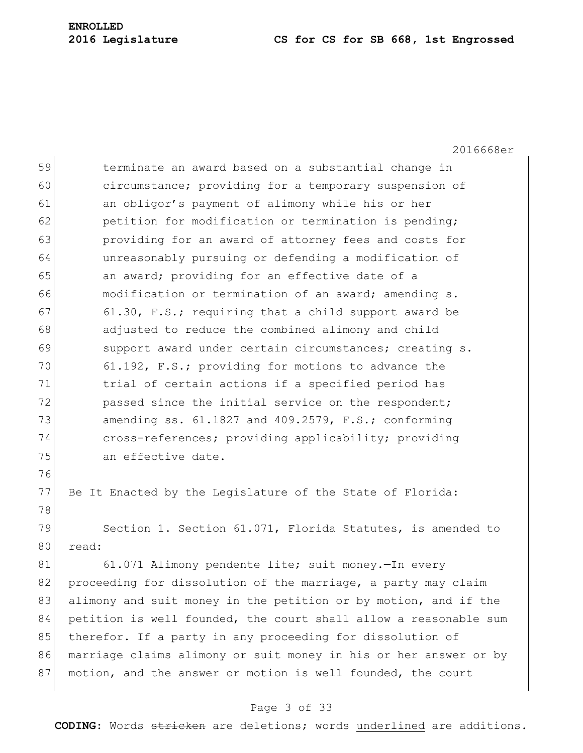terminate an award based on a substantial change in circumstance; providing for a temporary suspension of an obligor's payment of alimony while his or her petition for modification or termination is pending; providing for an award of attorney fees and costs for unreasonably pursuing or defending a modification of an award; providing for an effective date of a modification or termination of an award; amending s. 61.30, F.S.; requiring that a child support award be adjusted to reduce the combined alimony and child support award under certain circumstances; creating s. 61.192, F.S.; providing for motions to advance the trial of certain actions if a specified period has passed since the initial service on the respondent; amending ss. 61.1827 and 409.2579, F.S.; conforming cross-references; providing applicability; providing an effective date.

Be It Enacted by the Legislature of the State of Florida:

Section 1. Section 61.071, Florida Statutes, is amended to read:

61.071 Alimony pendente lite; suit money.—In every proceeding for dissolution of the marriage, a party may claim alimony and suit money in the petition or by motion, and if the petition is well founded, the court shall allow a reasonable sum therefor. If a party in any proceeding for dissolution of marriage claims alimony or suit money in his or her answer or by motion, and the answer or motion is well founded, the court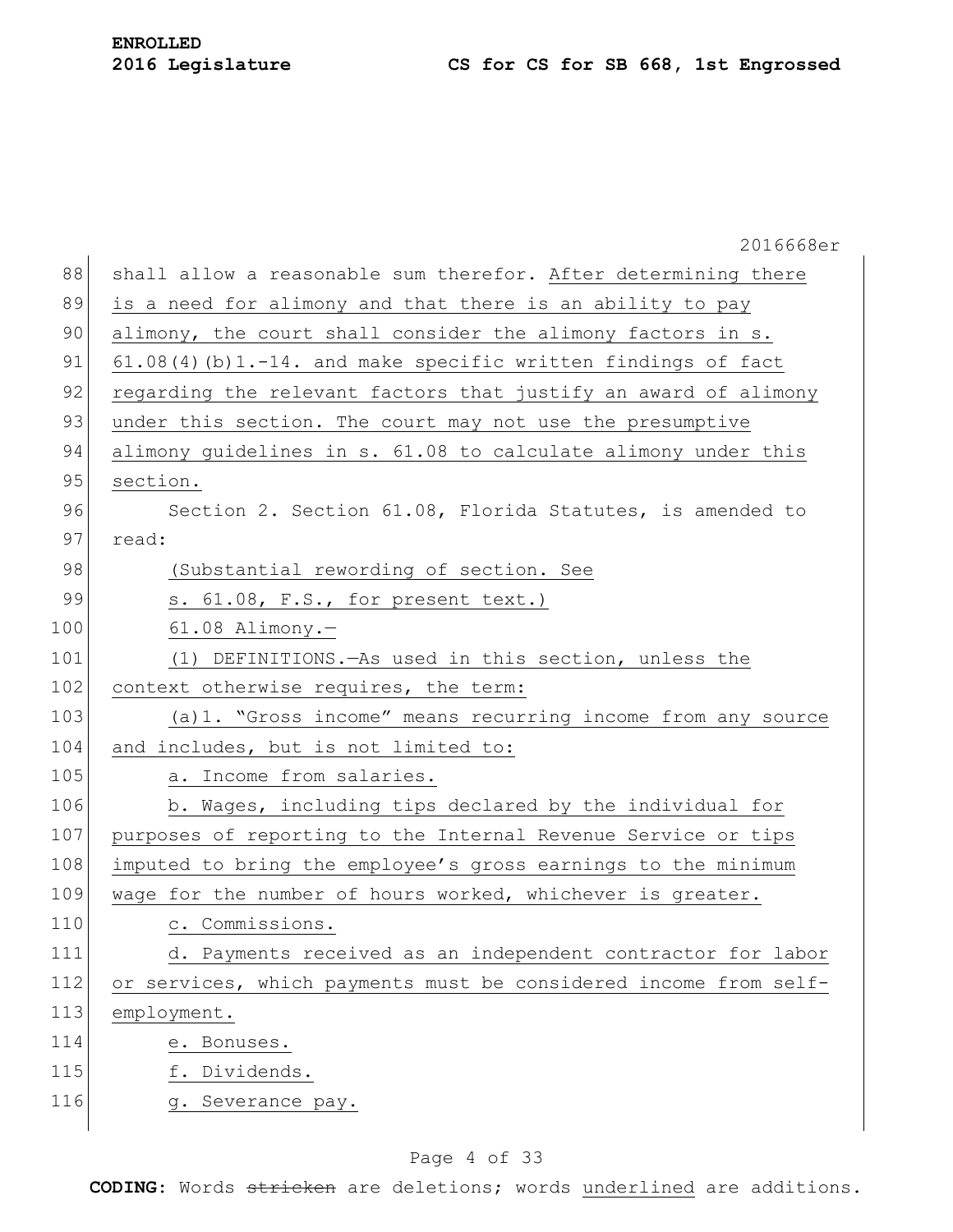shall allow a reasonable sum therefor. After determining there is a need for alimony and that there is an ability to pay alimony, the court shall consider the alimony factors in s. 61.08(4)(b)1.-14. and make specific written findings of fact regarding the relevant factors that justify an award of alimony under this section. The court may not use the presumptive alimony guidelines in s. 61.08 to calculate alimony under this section.

Section 2. Section 61.08, Florida Statutes, is amended to read:

(Substantial rewording of section. See s. 61.08, F.S., for present text.)

61.08 Alimony.—

(1) DEFINITIONS.—As used in this section, unless the context otherwise requires, the term:

(a)1. "Gross income" means recurring income from any source and includes, but is not limited to:

a. Income from salaries.

b. Wages, including tips declared by the individual for purposes of reporting to the Internal Revenue Service or tips imputed to bring the employee's gross earnings to the minimum wage for the number of hours worked, whichever is greater.

c. Commissions.

d. Payments received as an independent contractor for labor or services, which payments must be considered income from self-employment.

e. Bonuses.

f. Dividends.

g. Severance pay.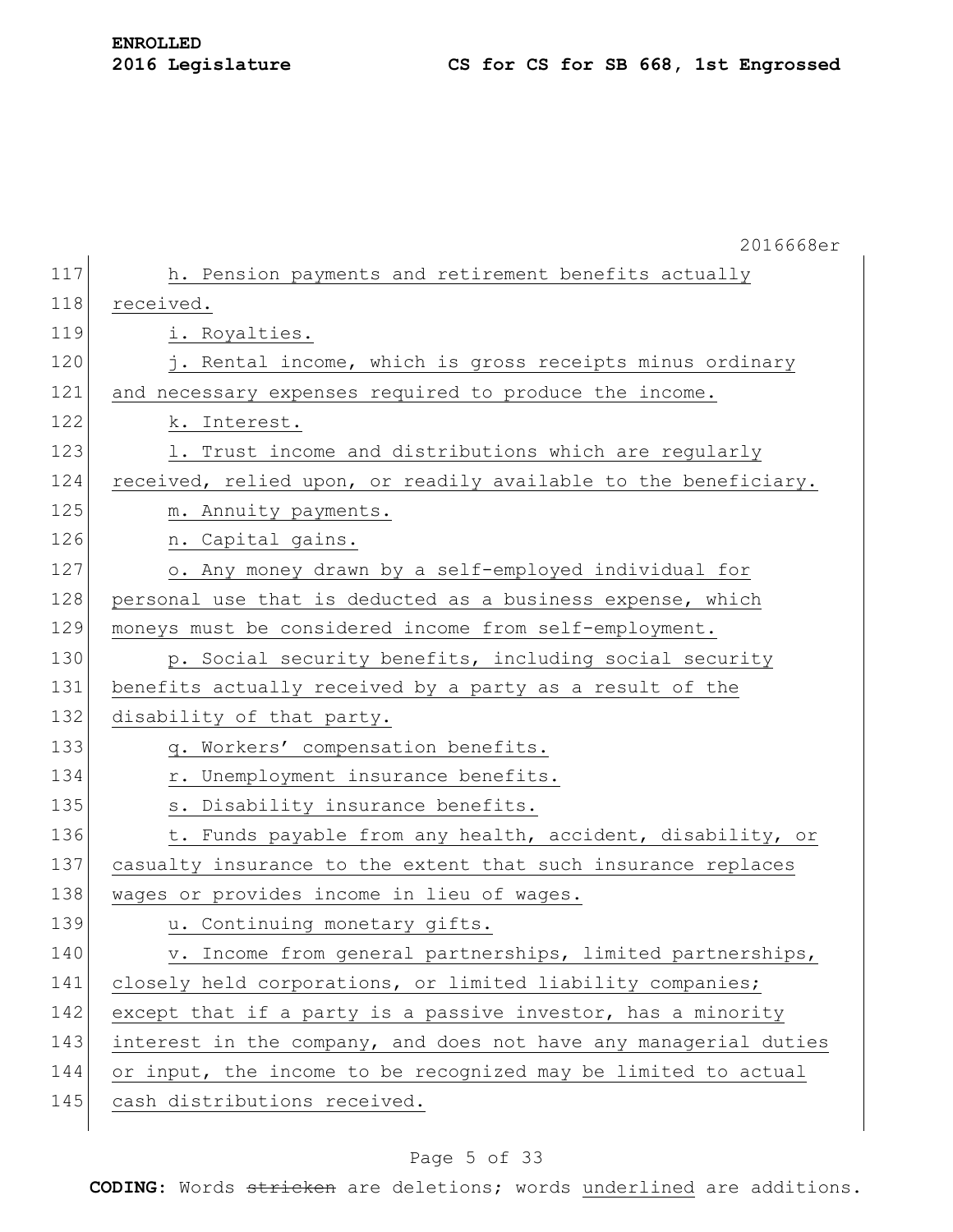h. Pension payments and retirement benefits actually received.

i. Royalties.

j. Rental income, which is gross receipts minus ordinary and necessary expenses required to produce the income.

k. Interest.

l. Trust income and distributions which are regularly received, relied upon, or readily available to the beneficiary.

m. Annuity payments.

n. Capital gains.

o. Any money drawn by a self-employed individual for personal use that is deducted as a business expense, which moneys must be considered income from self-employment.

p. Social security benefits, including social security benefits actually received by a party as a result of the disability of that party.

q. Workers' compensation benefits.

r. Unemployment insurance benefits.

s. Disability insurance benefits.

t. Funds payable from any health, accident, disability, or casualty insurance to the extent that such insurance replaces wages or provides income in lieu of wages.

u. Continuing monetary gifts.

v. Income from general partnerships, limited partnerships, closely held corporations, or limited liability companies; except that if a party is a passive investor, has a minority interest in the company, and does not have any managerial duties or input, the income to be recognized may be limited to actual cash distributions received.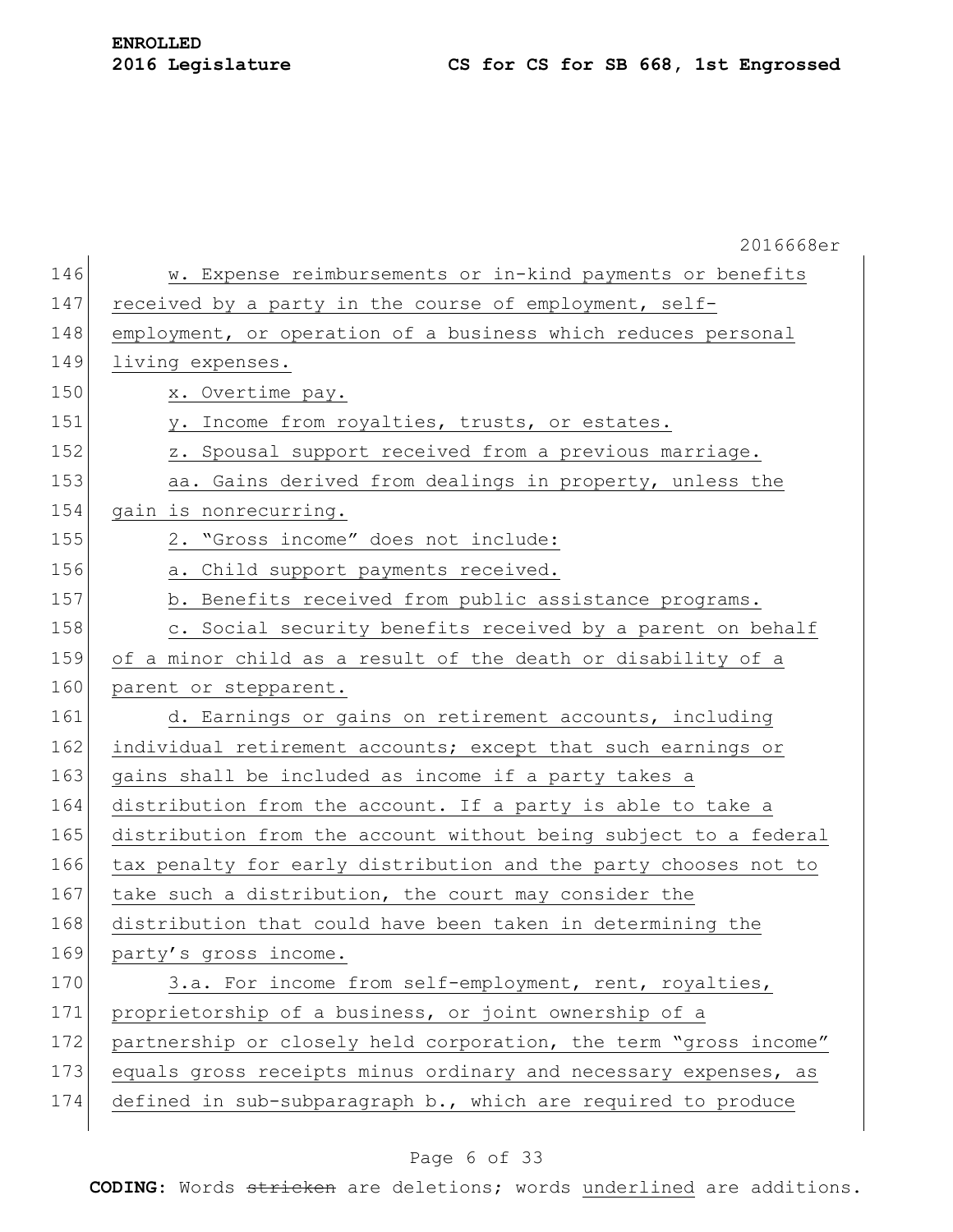w. Expense reimbursements or in-kind payments or benefits received by a party in the course of employment, self-employment, or operation of a business which reduces personal living expenses.

x. Overtime pay.

y. Income from royalties, trusts, or estates.

z. Spousal support received from a previous marriage.

aa. Gains derived from dealings in property, unless the gain is nonrecurring.

2. "Gross income" does not include:

a. Child support payments received.

b. Benefits received from public assistance programs.

c. Social security benefits received by a parent on behalf of a minor child as a result of the death or disability of a parent or stepparent.

d. Earnings or gains on retirement accounts, including individual retirement accounts; except that such earnings or gains shall be included as income if a party takes a distribution from the account. If a party is able to take a distribution from the account without being subject to a federal tax penalty for early distribution and the party chooses not to take such a distribution, the court may consider the distribution that could have been taken in determining the party's gross income.

3.a. For income from self-employment, rent, royalties, proprietorship of a business, or joint ownership of a partnership or closely held corporation, the term "gross income" equals gross receipts minus ordinary and necessary expenses, as defined in sub-subparagraph b., which are required to produce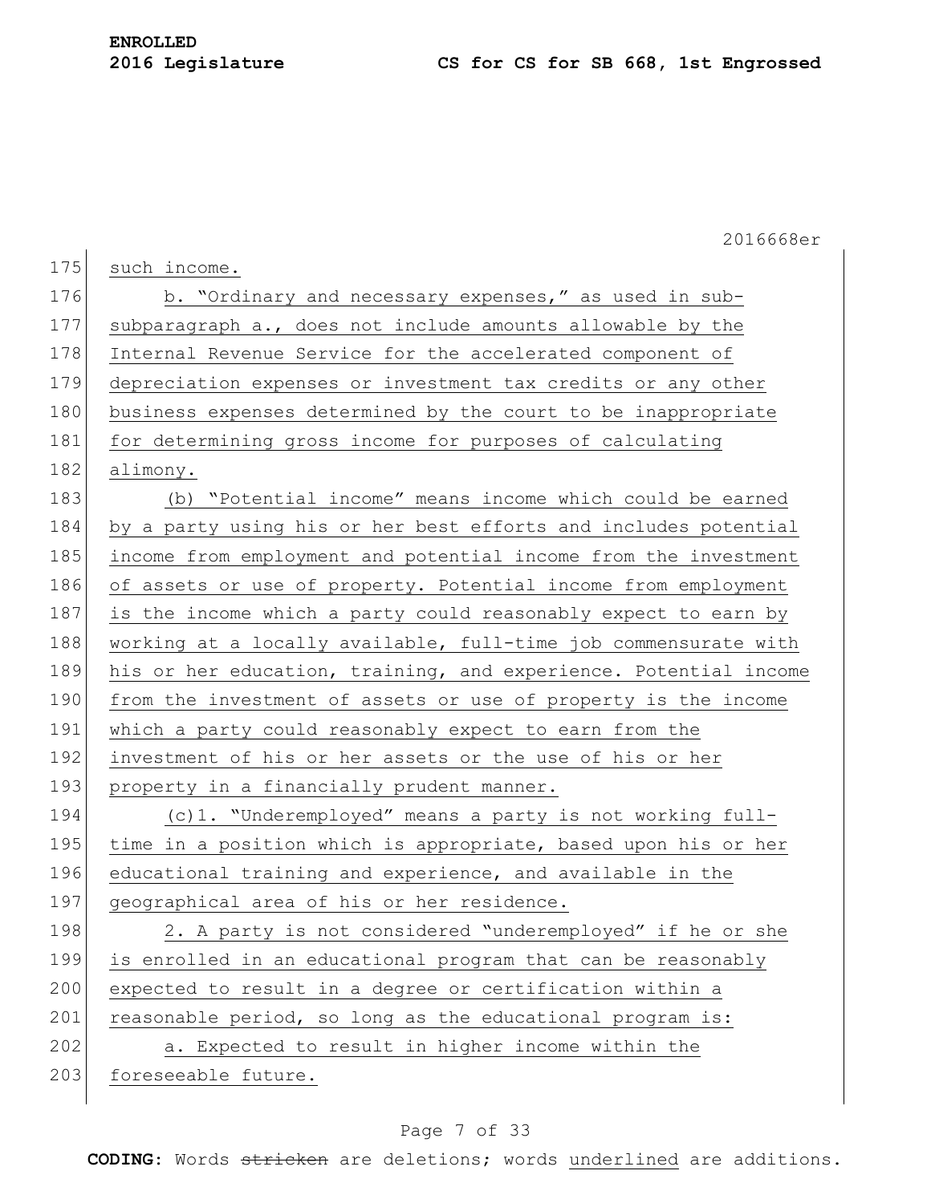such income.

b. "Ordinary and necessary expenses," as used in sub-subparagraph a., does not include amounts allowable by the Internal Revenue Service for the accelerated component of depreciation expenses or investment tax credits or any other business expenses determined by the court to be inappropriate for determining gross income for purposes of calculating alimony.

(b) "Potential income" means income which could be earned by a party using his or her best efforts and includes potential income from employment and potential income from the investment of assets or use of property. Potential income from employment is the income which a party could reasonably expect to earn by working at a locally available, full-time job commensurate with his or her education, training, and experience. Potential income from the investment of assets or use of property is the income which a party could reasonably expect to earn from the investment of his or her assets or the use of his or her property in a financially prudent manner.

(c)1. "Underemployed" means a party is not working full-time in a position which is appropriate, based upon his or her educational training and experience, and available in the geographical area of his or her residence.

2. A party is not considered "underemployed" if he or she is enrolled in an educational program that can be reasonably expected to result in a degree or certification within a reasonable period, so long as the educational program is:

a. Expected to result in higher income within the foreseeable future.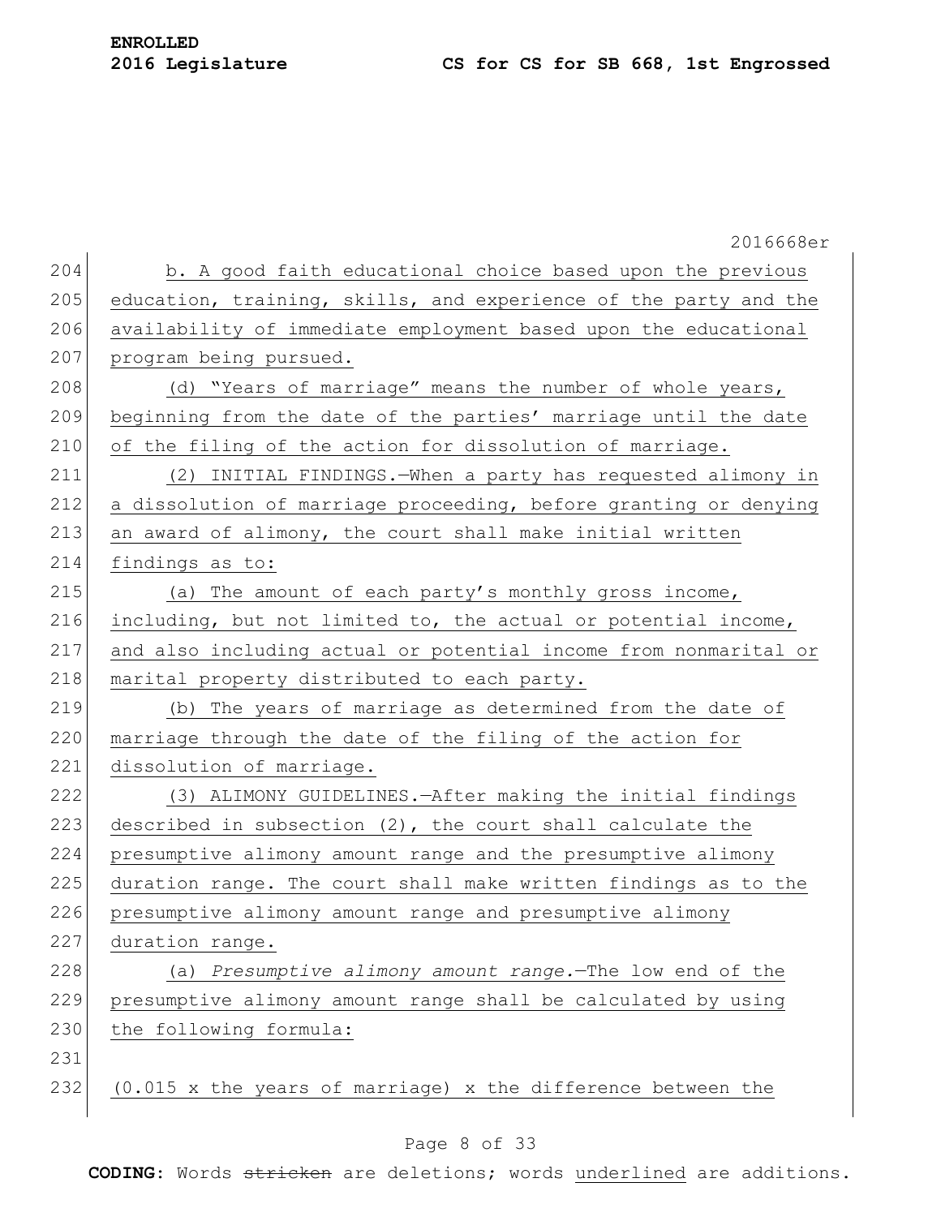b. A good faith educational choice based upon the previous education, training, skills, and experience of the party and the availability of immediate employment based upon the educational program being pursued.

(d) "Years of marriage" means the number of whole years, beginning from the date of the parties' marriage until the date of the filing of the action for dissolution of marriage.

(2) INITIAL FINDINGS.—When a party has requested alimony in a dissolution of marriage proceeding, before granting or denying an award of alimony, the court shall make initial written findings as to:

(a) The amount of each party's monthly gross income, including, but not limited to, the actual or potential income, and also including actual or potential income from nonmarital or marital property distributed to each party.

(b) The years of marriage as determined from the date of marriage through the date of the filing of the action for dissolution of marriage.

(3) ALIMONY GUIDELINES.—After making the initial findings described in subsection (2), the court shall calculate the presumptive alimony amount range and the presumptive alimony duration range. The court shall make written findings as to the presumptive alimony amount range and presumptive alimony duration range.

(a) *Presumptive alimony amount range.*—The low end of the presumptive alimony amount range shall be calculated by using the following formula:

(0.015 x the years of marriage) x the difference between the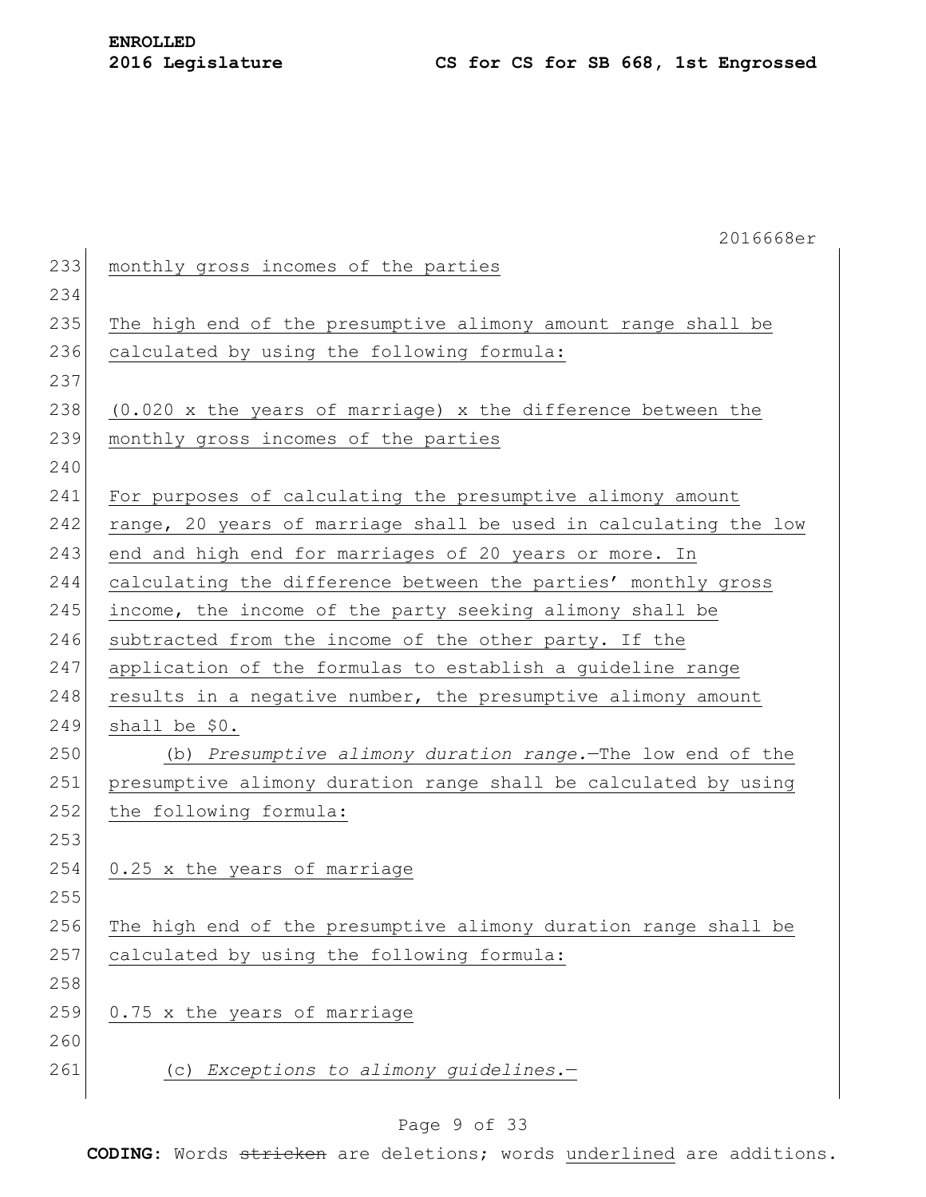monthly gross incomes of the parties

The high end of the presumptive alimony amount range shall be calculated by using the following formula:

(0.020 x the years of marriage) x the difference between the monthly gross incomes of the parties

For purposes of calculating the presumptive alimony amount range, 20 years of marriage shall be used in calculating the low end and high end for marriages of 20 years or more. In calculating the difference between the parties' monthly gross income, the income of the party seeking alimony shall be subtracted from the income of the other party. If the application of the formulas to establish a guideline range results in a negative number, the presumptive alimony amount shall be $0.

(b) *Presumptive alimony duration range.*—The low end of the presumptive alimony duration range shall be calculated by using the following formula:

0.25 x the years of marriage

The high end of the presumptive alimony duration range shall be calculated by using the following formula:

0.75 x the years of marriage

(c) *Exceptions to alimony guidelines.*—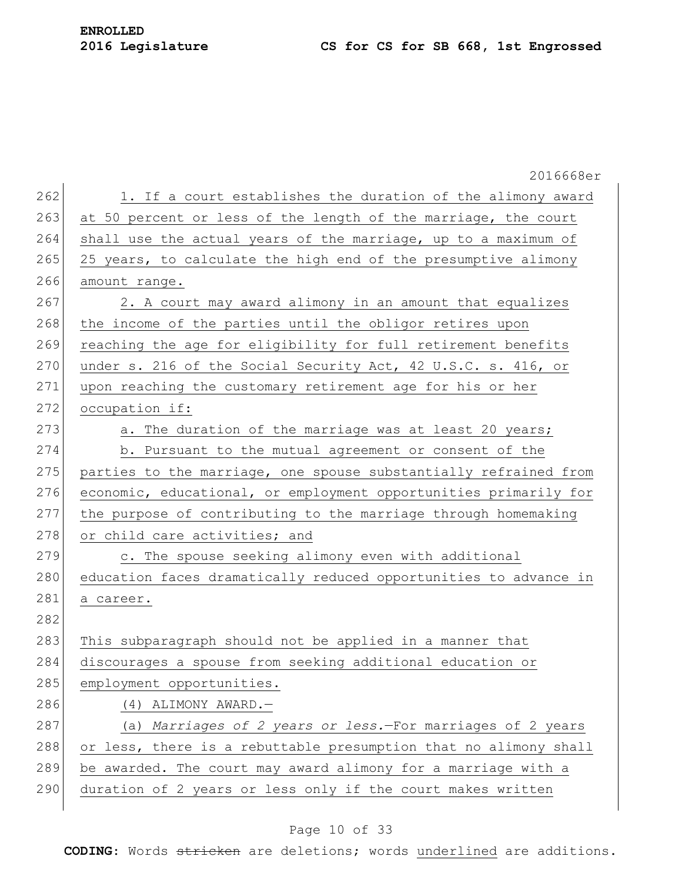1. If a court establishes the duration of the alimony award at 50 percent or less of the length of the marriage, the court shall use the actual years of the marriage, up to a maximum of 25 years, to calculate the high end of the presumptive alimony amount range.

2. A court may award alimony in an amount that equalizes the income of the parties until the obligor retires upon reaching the age for eligibility for full retirement benefits under s. 216 of the Social Security Act, 42 U.S.C. s. 416, or upon reaching the customary retirement age for his or her occupation if:

a. The duration of the marriage was at least 20 years;

b. Pursuant to the mutual agreement or consent of the parties to the marriage, one spouse substantially refrained from economic, educational, or employment opportunities primarily for the purpose of contributing to the marriage through homemaking or child care activities; and

c. The spouse seeking alimony even with additional education faces dramatically reduced opportunities to advance in a career.

This subparagraph should not be applied in a manner that discourages a spouse from seeking additional education or employment opportunities.

(4) ALIMONY AWARD.—

(a) *Marriages of 2 years or less.*—For marriages of 2 years or less, there is a rebuttable presumption that no alimony shall be awarded. The court may award alimony for a marriage with a duration of 2 years or less only if the court makes written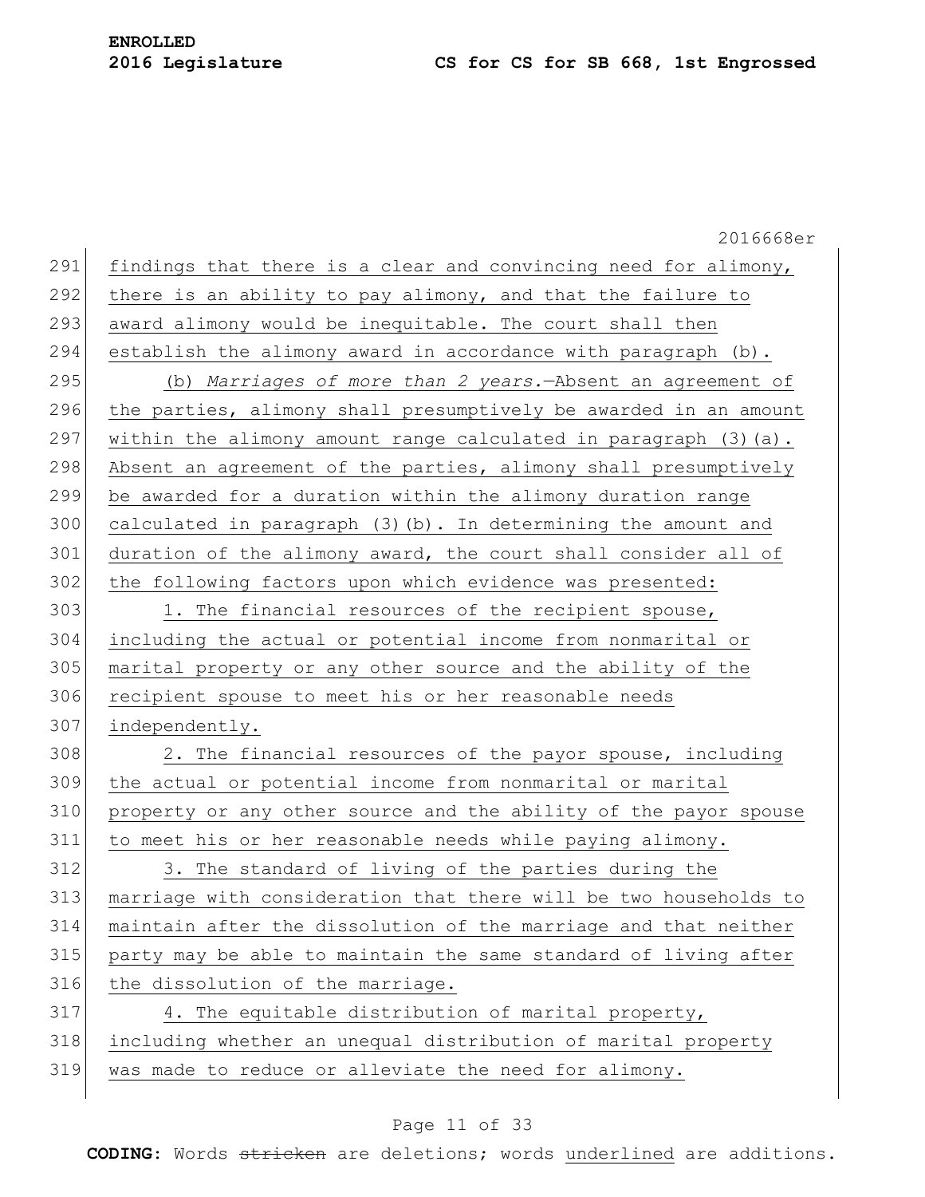findings that there is a clear and convincing need for alimony, there is an ability to pay alimony, and that the failure to award alimony would be inequitable. The court shall then establish the alimony award in accordance with paragraph (b).

(b) *Marriages of more than 2 years.*—Absent an agreement of the parties, alimony shall presumptively be awarded in an amount within the alimony amount range calculated in paragraph (3)(a). Absent an agreement of the parties, alimony shall presumptively be awarded for a duration within the alimony duration range calculated in paragraph (3)(b). In determining the amount and duration of the alimony award, the court shall consider all of the following factors upon which evidence was presented:

1. The financial resources of the recipient spouse, including the actual or potential income from nonmarital or marital property or any other source and the ability of the recipient spouse to meet his or her reasonable needs independently.

2. The financial resources of the payor spouse, including the actual or potential income from nonmarital or marital property or any other source and the ability of the payor spouse to meet his or her reasonable needs while paying alimony.

3. The standard of living of the parties during the marriage with consideration that there will be two households to maintain after the dissolution of the marriage and that neither party may be able to maintain the same standard of living after the dissolution of the marriage.

4. The equitable distribution of marital property, including whether an unequal distribution of marital property was made to reduce or alleviate the need for alimony.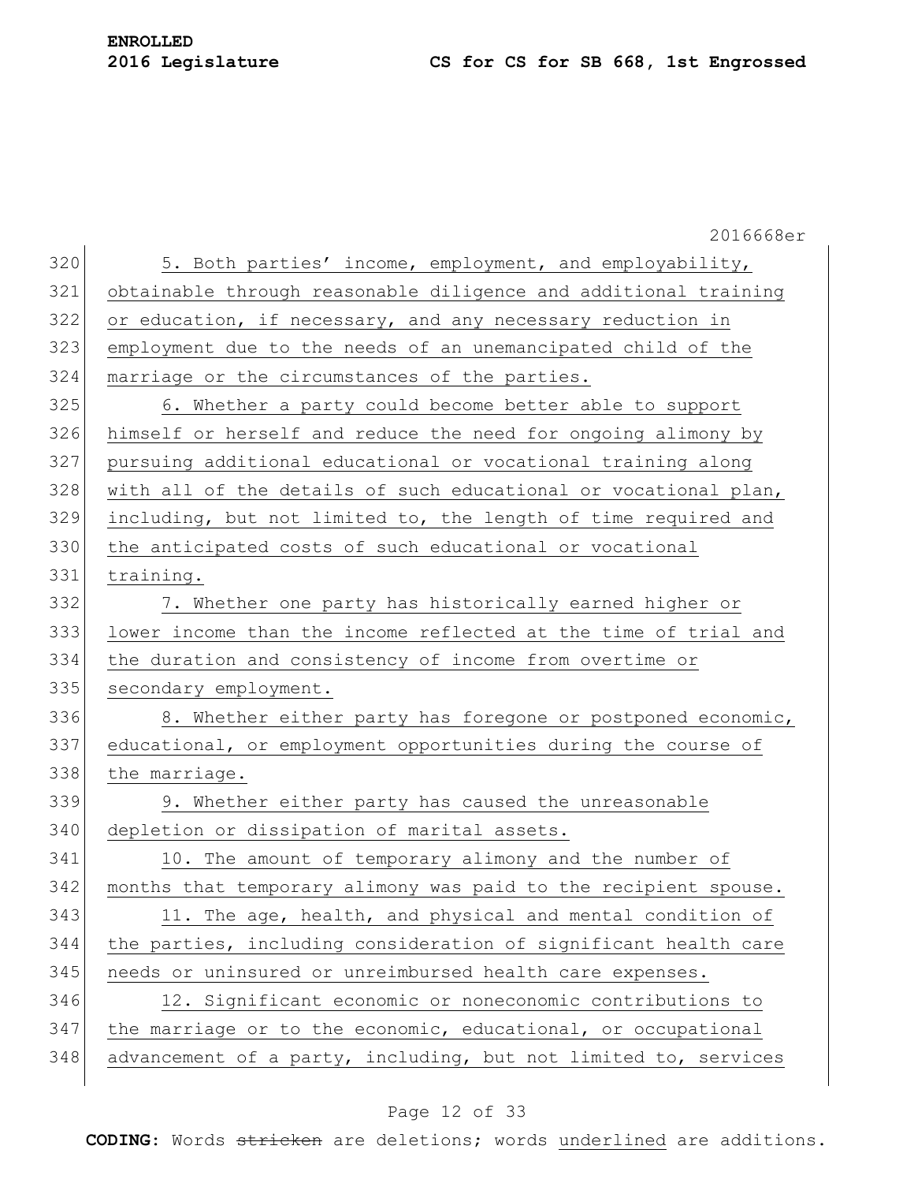5. Both parties' income, employment, and employability, obtainable through reasonable diligence and additional training or education, if necessary, and any necessary reduction in employment due to the needs of an unemancipated child of the marriage or the circumstances of the parties.

6. Whether a party could become better able to support himself or herself and reduce the need for ongoing alimony by pursuing additional educational or vocational training along with all of the details of such educational or vocational plan, including, but not limited to, the length of time required and the anticipated costs of such educational or vocational training.

7. Whether one party has historically earned higher or lower income than the income reflected at the time of trial and the duration and consistency of income from overtime or secondary employment.

8. Whether either party has foregone or postponed economic, educational, or employment opportunities during the course of the marriage.

9. Whether either party has caused the unreasonable depletion or dissipation of marital assets.

10. The amount of temporary alimony and the number of months that temporary alimony was paid to the recipient spouse.

11. The age, health, and physical and mental condition of the parties, including consideration of significant health care needs or uninsured or unreimbursed health care expenses.

12. Significant economic or noneconomic contributions to the marriage or to the economic, educational, or occupational advancement of a party, including, but not limited to, services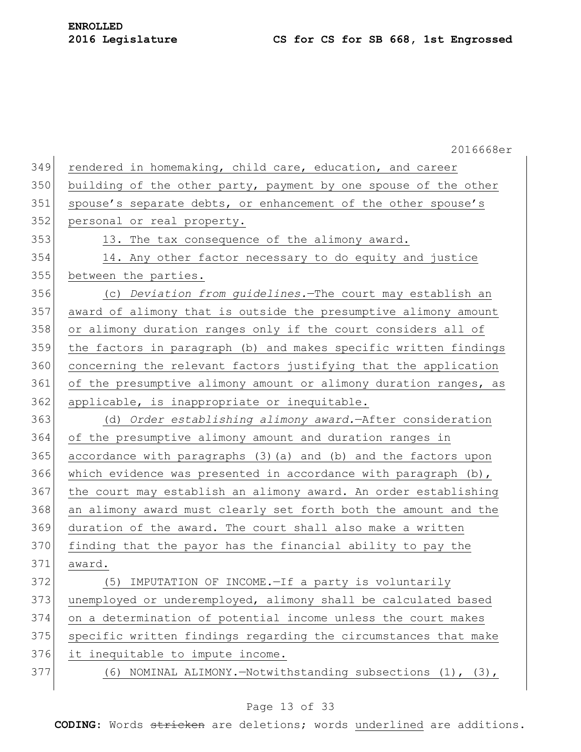rendered in homemaking, child care, education, and career building of the other party, payment by one spouse of the other spouse's separate debts, or enhancement of the other spouse's personal or real property.

13. The tax consequence of the alimony award.

14. Any other factor necessary to do equity and justice between the parties.

(c) *Deviation from guidelines.*—The court may establish an award of alimony that is outside the presumptive alimony amount or alimony duration ranges only if the court considers all of the factors in paragraph (b) and makes specific written findings concerning the relevant factors justifying that the application of the presumptive alimony amount or alimony duration ranges, as applicable, is inappropriate or inequitable.

(d) *Order establishing alimony award.*—After consideration of the presumptive alimony amount and duration ranges in accordance with paragraphs (3)(a) and (b) and the factors upon which evidence was presented in accordance with paragraph (b), the court may establish an alimony award. An order establishing an alimony award must clearly set forth both the amount and the duration of the award. The court shall also make a written finding that the payor has the financial ability to pay the award.

(5) IMPUTATION OF INCOME.—If a party is voluntarily unemployed or underemployed, alimony shall be calculated based on a determination of potential income unless the court makes specific written findings regarding the circumstances that make it inequitable to impute income.

(6) NOMINAL ALIMONY.—Notwithstanding subsections (1), (3),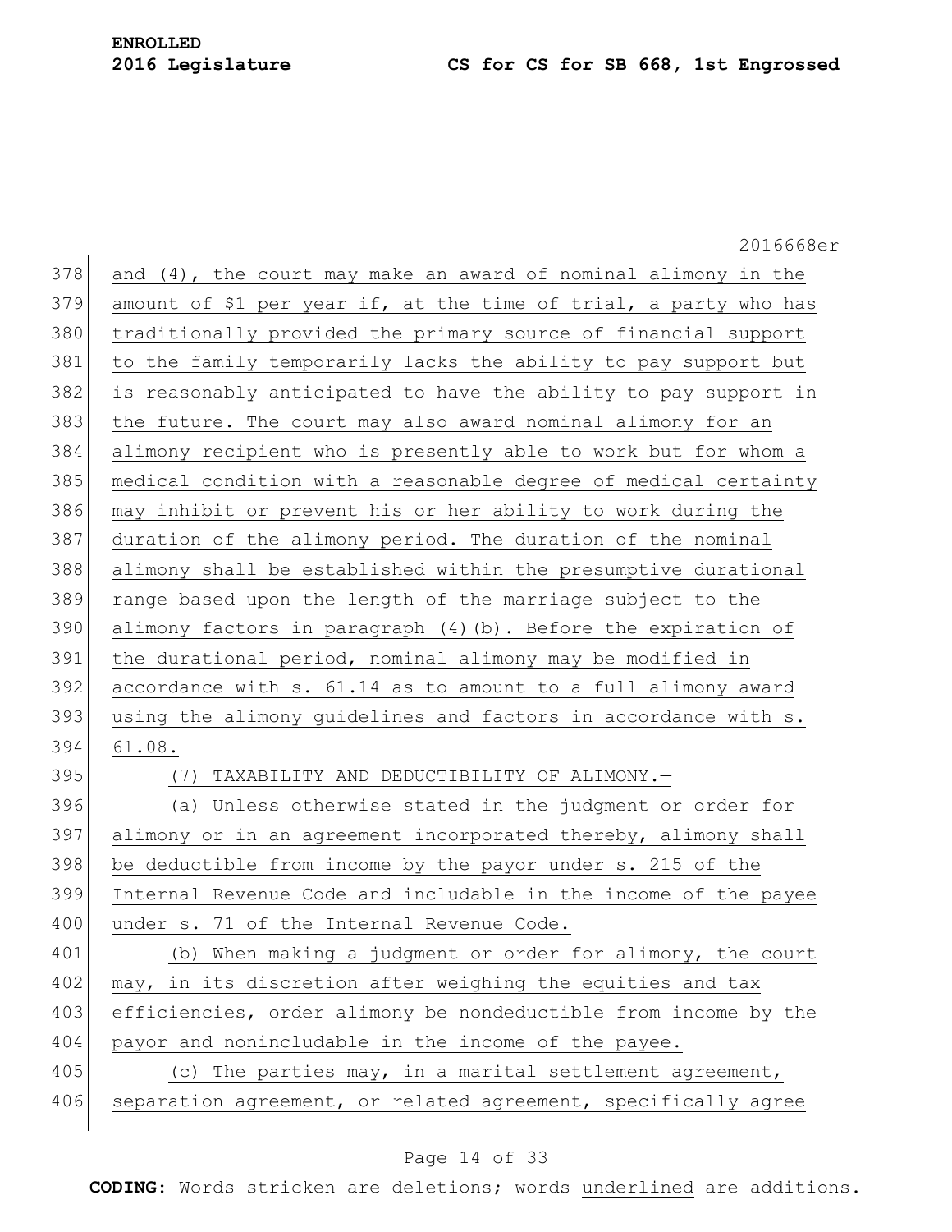and (4), the court may make an award of nominal alimony in the amount of $1 per year if, at the time of trial, a party who has traditionally provided the primary source of financial support to the family temporarily lacks the ability to pay support but is reasonably anticipated to have the ability to pay support in the future. The court may also award nominal alimony for an alimony recipient who is presently able to work but for whom a medical condition with a reasonable degree of medical certainty may inhibit or prevent his or her ability to work during the duration of the alimony period. The duration of the nominal alimony shall be established within the presumptive durational range based upon the length of the marriage subject to the alimony factors in paragraph (4)(b). Before the expiration of the durational period, nominal alimony may be modified in accordance with s. 61.14 as to amount to a full alimony award using the alimony guidelines and factors in accordance with s. 61.08.

(7) TAXABILITY AND DEDUCTIBILITY OF ALIMONY.—

(a) Unless otherwise stated in the judgment or order for alimony or in an agreement incorporated thereby, alimony shall be deductible from income by the payor under s. 215 of the Internal Revenue Code and includable in the income of the payee under s. 71 of the Internal Revenue Code.

(b) When making a judgment or order for alimony, the court may, in its discretion after weighing the equities and tax efficiencies, order alimony be nondeductible from income by the payor and nonincludable in the income of the payee.

(c) The parties may, in a marital settlement agreement, separation agreement, or related agreement, specifically agree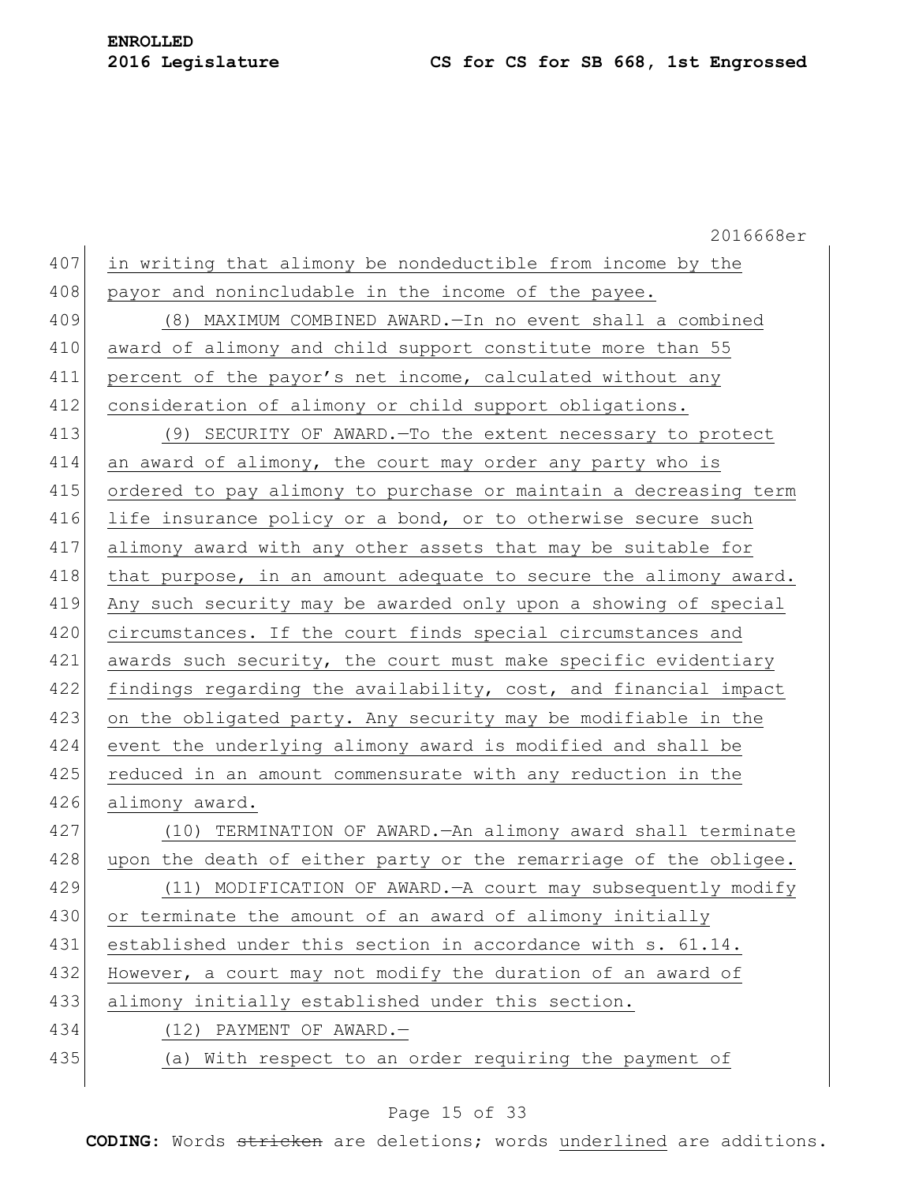in writing that alimony be nondeductible from income by the payor and nonincludable in the income of the payee.

(8) MAXIMUM COMBINED AWARD.—In no event shall a combined award of alimony and child support constitute more than 55 percent of the payor's net income, calculated without any consideration of alimony or child support obligations.

(9) SECURITY OF AWARD.—To the extent necessary to protect an award of alimony, the court may order any party who is ordered to pay alimony to purchase or maintain a decreasing term life insurance policy or a bond, or to otherwise secure such alimony award with any other assets that may be suitable for that purpose, in an amount adequate to secure the alimony award. Any such security may be awarded only upon a showing of special circumstances. If the court finds special circumstances and awards such security, the court must make specific evidentiary findings regarding the availability, cost, and financial impact on the obligated party. Any security may be modifiable in the event the underlying alimony award is modified and shall be reduced in an amount commensurate with any reduction in the alimony award.

(10) TERMINATION OF AWARD.—An alimony award shall terminate upon the death of either party or the remarriage of the obligee.

(11) MODIFICATION OF AWARD.—A court may subsequently modify or terminate the amount of an award of alimony initially established under this section in accordance with s. 61.14. However, a court may not modify the duration of an award of alimony initially established under this section.

(12) PAYMENT OF AWARD.—

(a) With respect to an order requiring the payment of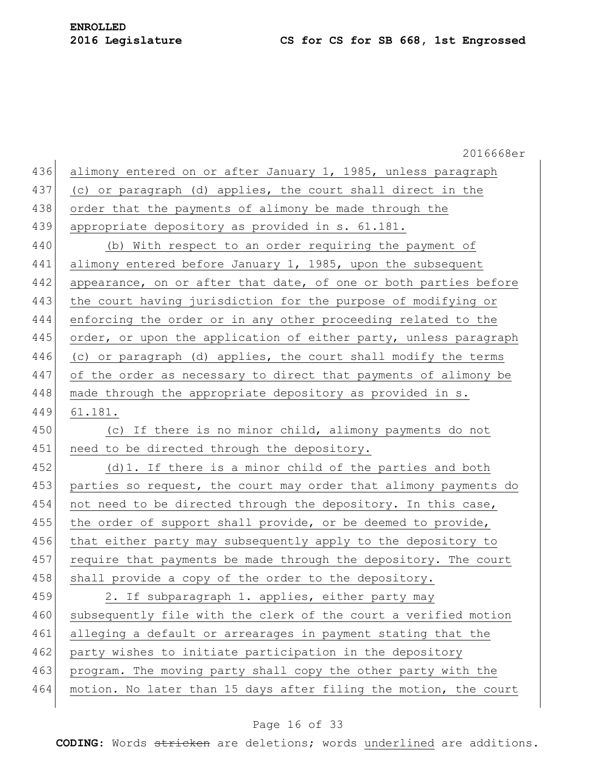alimony entered on or after January 1, 1985, unless paragraph (c) or paragraph (d) applies, the court shall direct in the order that the payments of alimony be made through the appropriate depository as provided in s. 61.181.

(b) With respect to an order requiring the payment of alimony entered before January 1, 1985, upon the subsequent appearance, on or after that date, of one or both parties before the court having jurisdiction for the purpose of modifying or enforcing the order or in any other proceeding related to the order, or upon the application of either party, unless paragraph (c) or paragraph (d) applies, the court shall modify the terms of the order as necessary to direct that payments of alimony be made through the appropriate depository as provided in s. 61.181.

(c) If there is no minor child, alimony payments do not need to be directed through the depository.

(d)1. If there is a minor child of the parties and both parties so request, the court may order that alimony payments do not need to be directed through the depository. In this case, the order of support shall provide, or be deemed to provide, that either party may subsequently apply to the depository to require that payments be made through the depository. The court shall provide a copy of the order to the depository.

2. If subparagraph 1. applies, either party may subsequently file with the clerk of the court a verified motion alleging a default or arrearages in payment stating that the party wishes to initiate participation in the depository program. The moving party shall copy the other party with the motion. No later than 15 days after filing the motion, the court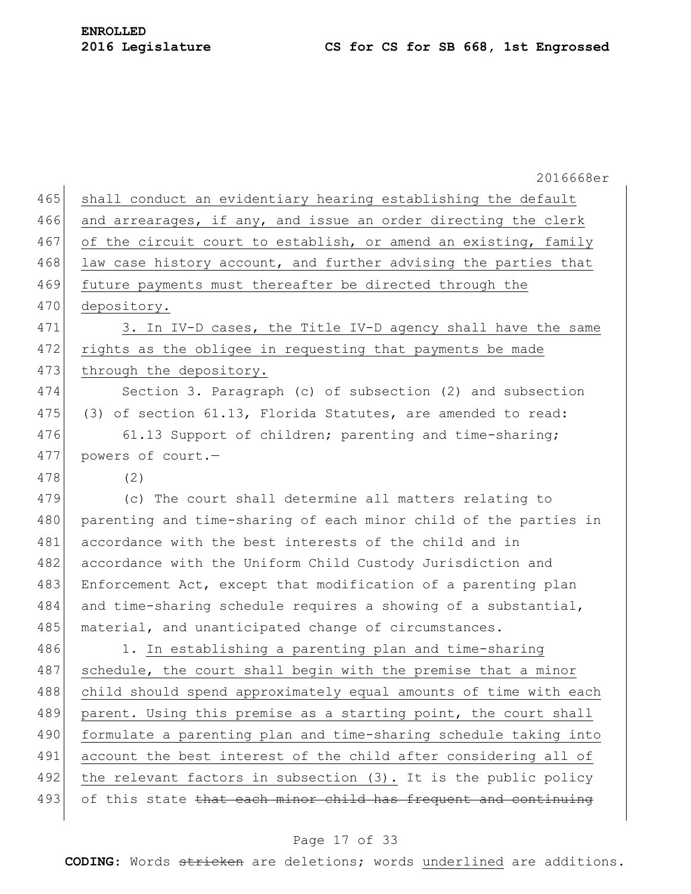shall conduct an evidentiary hearing establishing the default and arrearages, if any, and issue an order directing the clerk of the circuit court to establish, or amend an existing, family law case history account, and further advising the parties that future payments must thereafter be directed through the depository.

3. In IV-D cases, the Title IV-D agency shall have the same rights as the obligee in requesting that payments be made through the depository.

Section 3. Paragraph (c) of subsection (2) and subsection (3) of section 61.13, Florida Statutes, are amended to read:

61.13 Support of children; parenting and time-sharing; powers of court.—

(2)

(c) The court shall determine all matters relating to parenting and time-sharing of each minor child of the parties in accordance with the best interests of the child and in accordance with the Uniform Child Custody Jurisdiction and Enforcement Act, except that modification of a parenting plan and time-sharing schedule requires a showing of a substantial, material, and unanticipated change of circumstances.

1. In establishing a parenting plan and time-sharing schedule, the court shall begin with the premise that a minor child should spend approximately equal amounts of time with each parent. Using this premise as a starting point, the court shall formulate a parenting plan and time-sharing schedule taking into account the best interest of the child after considering all of the relevant factors in subsection (3). It is the public policy of this state ~~that each minor child has frequent and continuing~~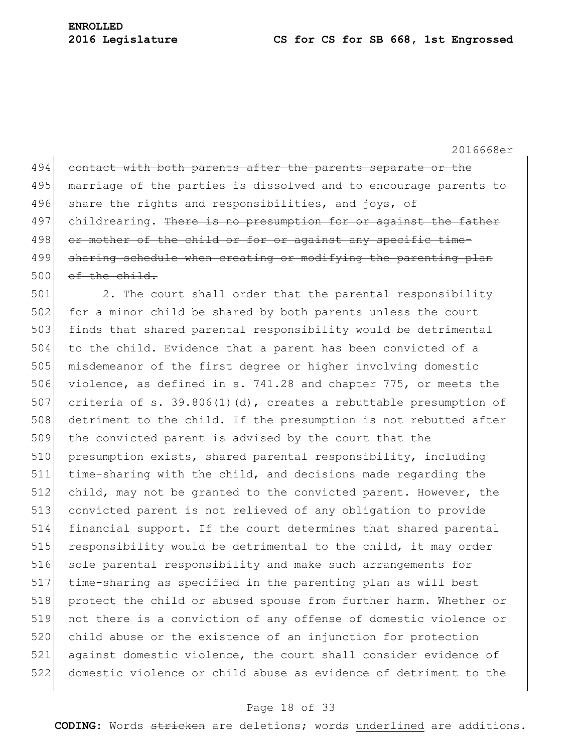~~contact with both parents after the parents separate or the marriage of the parties is dissolved and~~ to encourage parents to share the rights and responsibilities, and joys, of childrearing. ~~There is no presumption for or against the father or mother of the child or for or against any specific time-sharing schedule when creating or modifying the parenting plan of the child.~~

2. The court shall order that the parental responsibility for a minor child be shared by both parents unless the court finds that shared parental responsibility would be detrimental to the child. Evidence that a parent has been convicted of a misdemeanor of the first degree or higher involving domestic violence, as defined in s. 741.28 and chapter 775, or meets the criteria of s. 39.806(1)(d), creates a rebuttable presumption of detriment to the child. If the presumption is not rebutted after the convicted parent is advised by the court that the presumption exists, shared parental responsibility, including time-sharing with the child, and decisions made regarding the child, may not be granted to the convicted parent. However, the convicted parent is not relieved of any obligation to provide financial support. If the court determines that shared parental responsibility would be detrimental to the child, it may order sole parental responsibility and make such arrangements for time-sharing as specified in the parenting plan as will best protect the child or abused spouse from further harm. Whether or not there is a conviction of any offense of domestic violence or child abuse or the existence of an injunction for protection against domestic violence, the court shall consider evidence of domestic violence or child abuse as evidence of detriment to the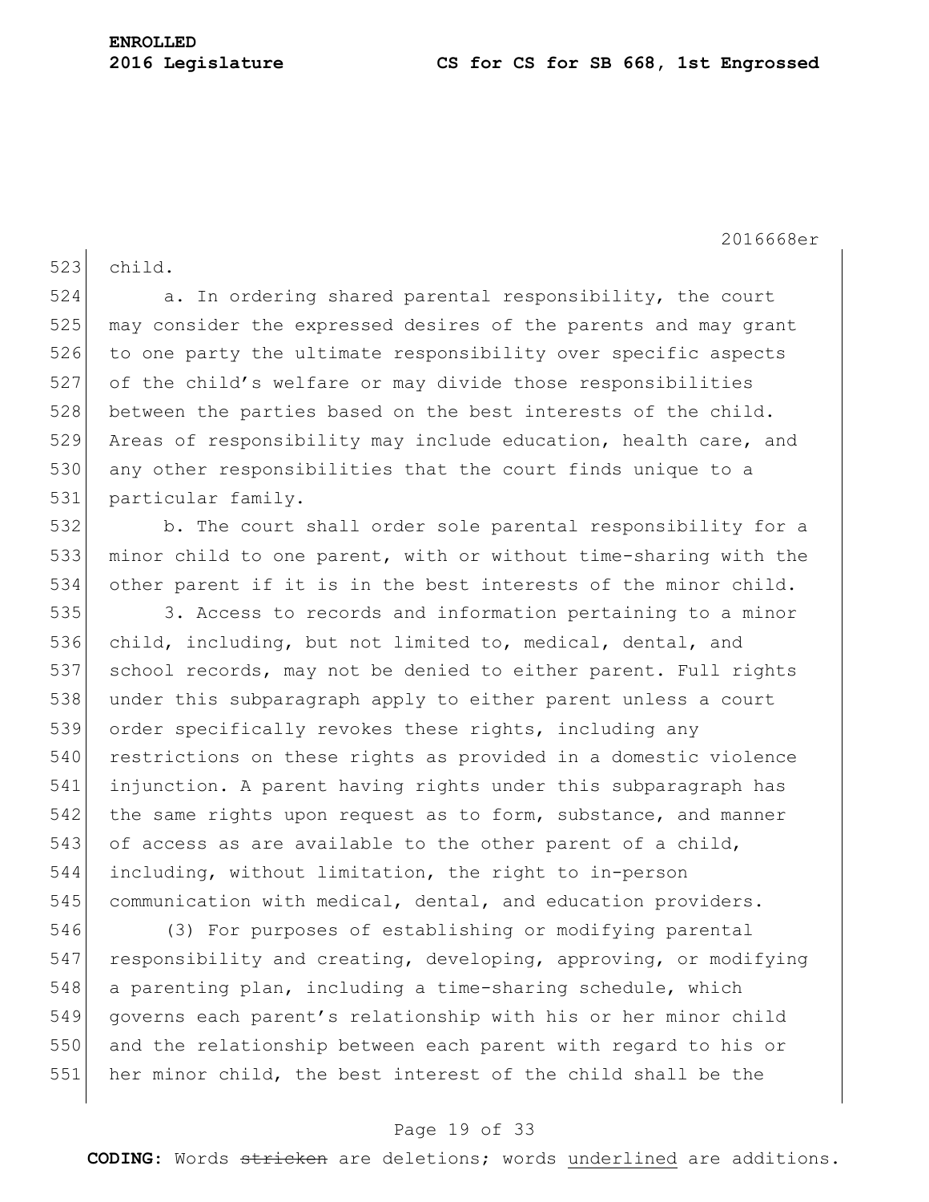child.

a. In ordering shared parental responsibility, the court may consider the expressed desires of the parents and may grant to one party the ultimate responsibility over specific aspects of the child's welfare or may divide those responsibilities between the parties based on the best interests of the child. Areas of responsibility may include education, health care, and any other responsibilities that the court finds unique to a particular family.

b. The court shall order sole parental responsibility for a minor child to one parent, with or without time-sharing with the other parent if it is in the best interests of the minor child.

3. Access to records and information pertaining to a minor child, including, but not limited to, medical, dental, and school records, may not be denied to either parent. Full rights under this subparagraph apply to either parent unless a court order specifically revokes these rights, including any restrictions on these rights as provided in a domestic violence injunction. A parent having rights under this subparagraph has the same rights upon request as to form, substance, and manner of access as are available to the other parent of a child, including, without limitation, the right to in-person communication with medical, dental, and education providers.

(3) For purposes of establishing or modifying parental responsibility and creating, developing, approving, or modifying a parenting plan, including a time-sharing schedule, which governs each parent's relationship with his or her minor child and the relationship between each parent with regard to his or her minor child, the best interest of the child shall be the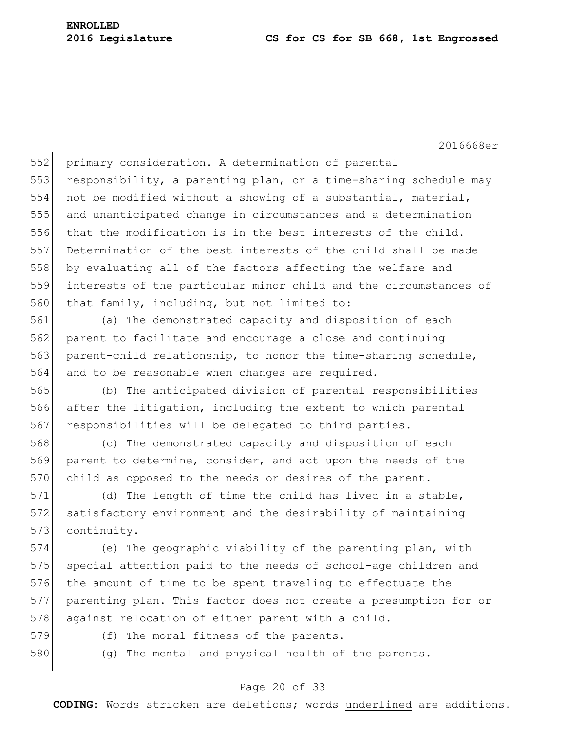primary consideration. A determination of parental responsibility, a parenting plan, or a time-sharing schedule may not be modified without a showing of a substantial, material, and unanticipated change in circumstances and a determination that the modification is in the best interests of the child. Determination of the best interests of the child shall be made by evaluating all of the factors affecting the welfare and interests of the particular minor child and the circumstances of that family, including, but not limited to:

(a) The demonstrated capacity and disposition of each parent to facilitate and encourage a close and continuing parent-child relationship, to honor the time-sharing schedule, and to be reasonable when changes are required.

(b) The anticipated division of parental responsibilities after the litigation, including the extent to which parental responsibilities will be delegated to third parties.

(c) The demonstrated capacity and disposition of each parent to determine, consider, and act upon the needs of the child as opposed to the needs or desires of the parent.

(d) The length of time the child has lived in a stable, satisfactory environment and the desirability of maintaining continuity.

(e) The geographic viability of the parenting plan, with special attention paid to the needs of school-age children and the amount of time to be spent traveling to effectuate the parenting plan. This factor does not create a presumption for or against relocation of either parent with a child.

(f) The moral fitness of the parents.

(g) The mental and physical health of the parents.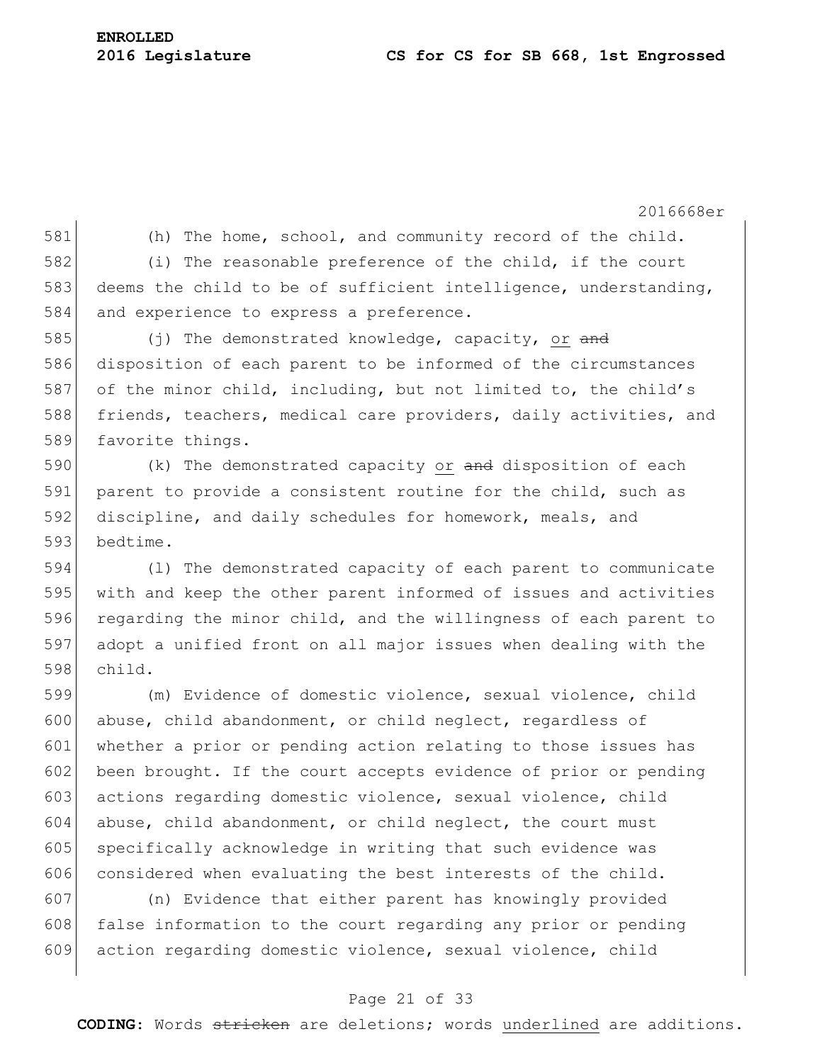(h) The home, school, and community record of the child.

(i) The reasonable preference of the child, if the court deems the child to be of sufficient intelligence, understanding, and experience to express a preference.

(j) The demonstrated knowledge, capacity, <u>or</u> ~~and~~ disposition of each parent to be informed of the circumstances of the minor child, including, but not limited to, the child's friends, teachers, medical care providers, daily activities, and favorite things.

(k) The demonstrated capacity <u>or</u> ~~and~~ disposition of each parent to provide a consistent routine for the child, such as discipline, and daily schedules for homework, meals, and bedtime.

(l) The demonstrated capacity of each parent to communicate with and keep the other parent informed of issues and activities regarding the minor child, and the willingness of each parent to adopt a unified front on all major issues when dealing with the child.

(m) Evidence of domestic violence, sexual violence, child abuse, child abandonment, or child neglect, regardless of whether a prior or pending action relating to those issues has been brought. If the court accepts evidence of prior or pending actions regarding domestic violence, sexual violence, child abuse, child abandonment, or child neglect, the court must specifically acknowledge in writing that such evidence was considered when evaluating the best interests of the child.

(n) Evidence that either parent has knowingly provided false information to the court regarding any prior or pending action regarding domestic violence, sexual violence, child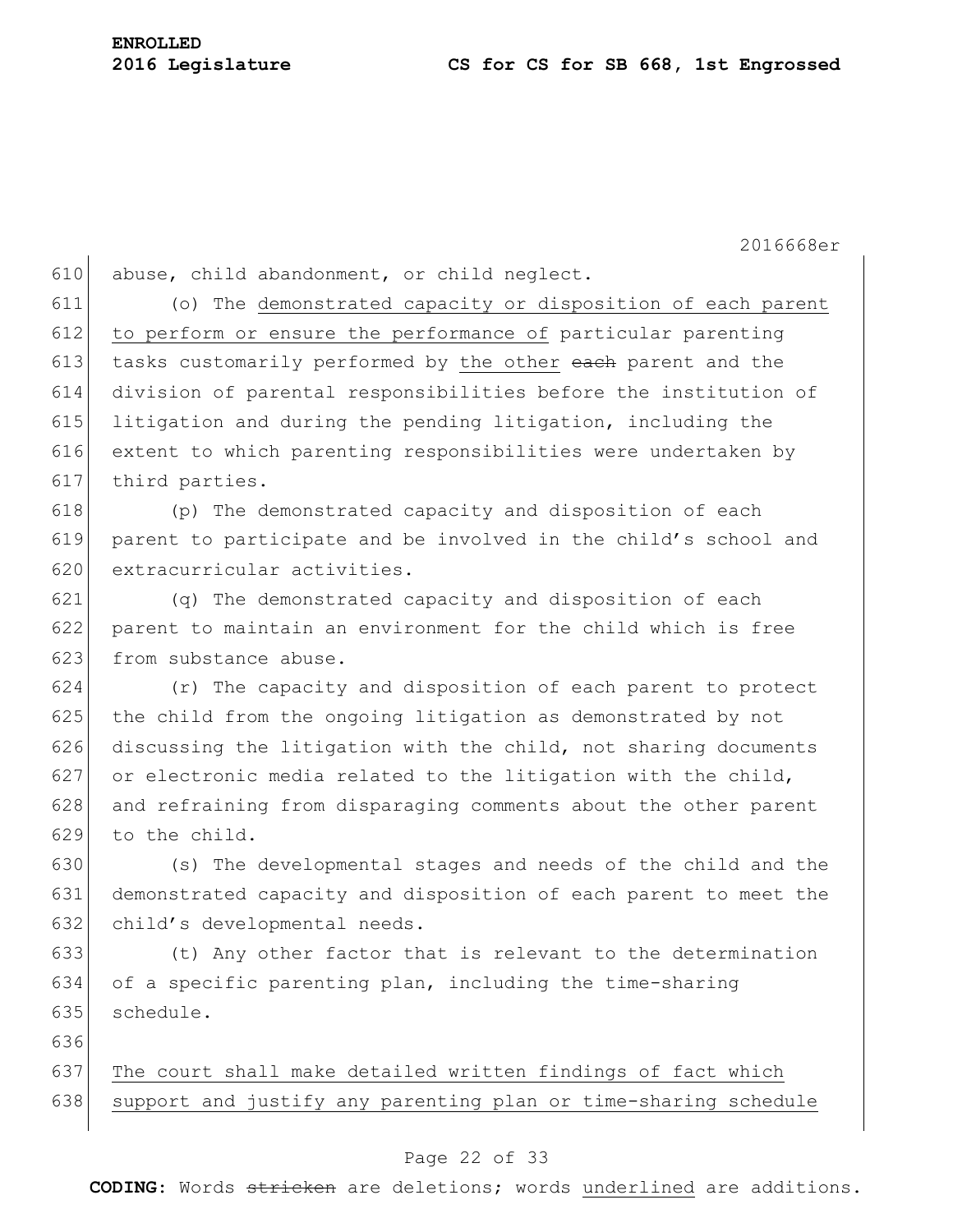abuse, child abandonment, or child neglect.

(o) The demonstrated capacity or disposition of each parent to perform or ensure the performance of particular parenting tasks customarily performed by the other ~~each~~ parent and the division of parental responsibilities before the institution of litigation and during the pending litigation, including the extent to which parenting responsibilities were undertaken by third parties.

(p) The demonstrated capacity and disposition of each parent to participate and be involved in the child's school and extracurricular activities.

(q) The demonstrated capacity and disposition of each parent to maintain an environment for the child which is free from substance abuse.

(r) The capacity and disposition of each parent to protect the child from the ongoing litigation as demonstrated by not discussing the litigation with the child, not sharing documents or electronic media related to the litigation with the child, and refraining from disparaging comments about the other parent to the child.

(s) The developmental stages and needs of the child and the demonstrated capacity and disposition of each parent to meet the child's developmental needs.

(t) Any other factor that is relevant to the determination of a specific parenting plan, including the time-sharing schedule.

The court shall make detailed written findings of fact which support and justify any parenting plan or time-sharing schedule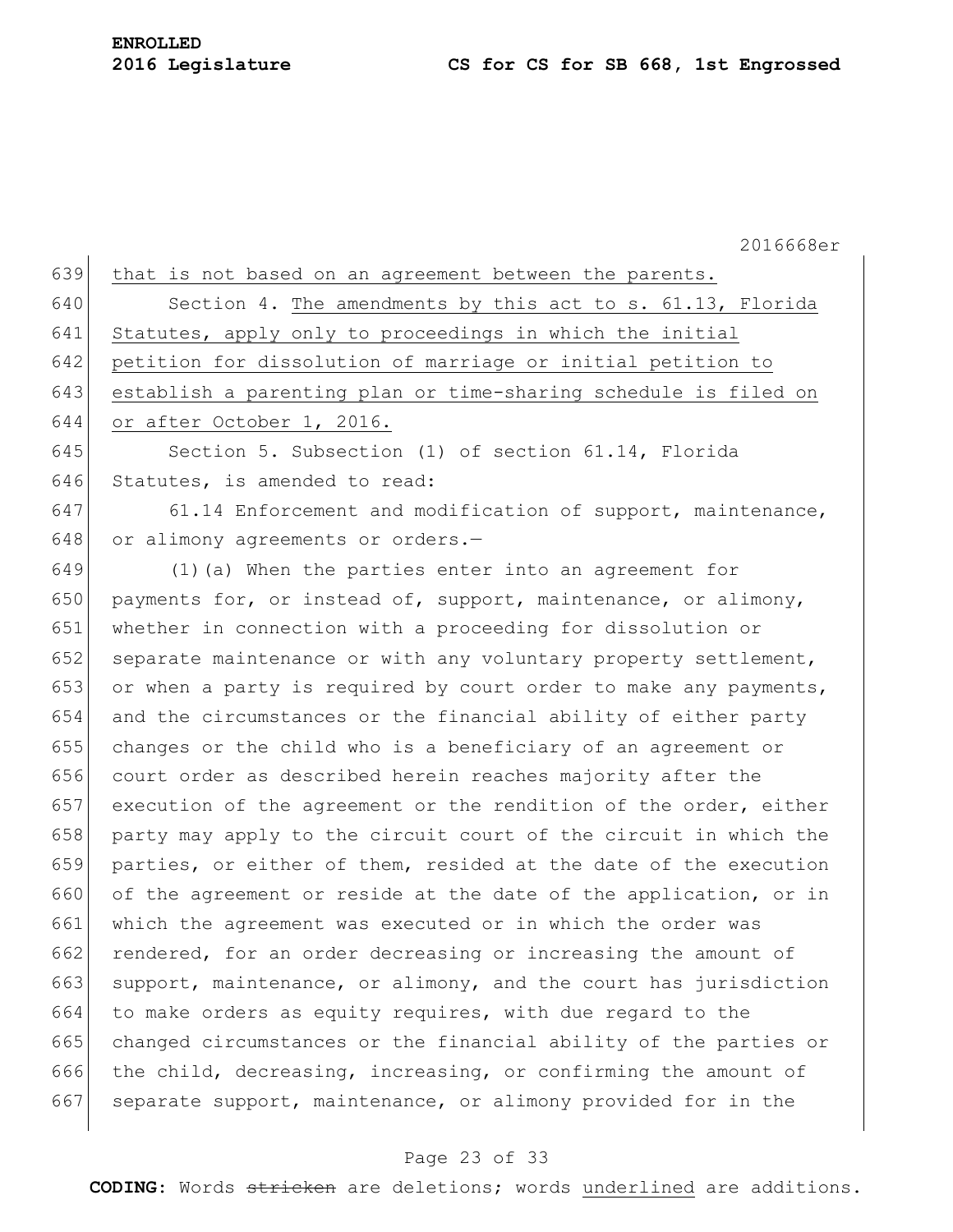that is not based on an agreement between the parents.

Section 4. The amendments by this act to s. 61.13, Florida Statutes, apply only to proceedings in which the initial petition for dissolution of marriage or initial petition to establish a parenting plan or time-sharing schedule is filed on or after October 1, 2016.

Section 5. Subsection (1) of section 61.14, Florida Statutes, is amended to read:

61.14 Enforcement and modification of support, maintenance, or alimony agreements or orders.—

(1)(a) When the parties enter into an agreement for payments for, or instead of, support, maintenance, or alimony, whether in connection with a proceeding for dissolution or separate maintenance or with any voluntary property settlement, or when a party is required by court order to make any payments, and the circumstances or the financial ability of either party changes or the child who is a beneficiary of an agreement or court order as described herein reaches majority after the execution of the agreement or the rendition of the order, either party may apply to the circuit court of the circuit in which the parties, or either of them, resided at the date of the execution of the agreement or reside at the date of the application, or in which the agreement was executed or in which the order was rendered, for an order decreasing or increasing the amount of support, maintenance, or alimony, and the court has jurisdiction to make orders as equity requires, with due regard to the changed circumstances or the financial ability of the parties or the child, decreasing, increasing, or confirming the amount of separate support, maintenance, or alimony provided for in the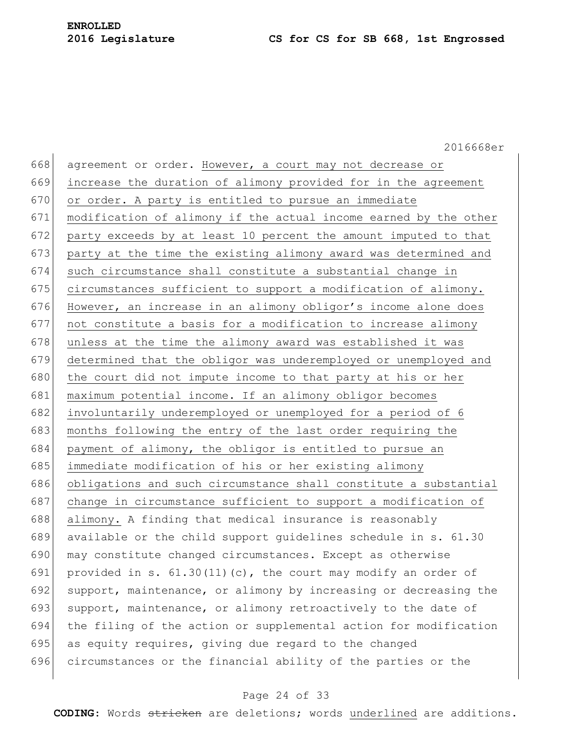agreement or order. However, a court may not decrease or increase the duration of alimony provided for in the agreement or order. A party is entitled to pursue an immediate modification of alimony if the actual income earned by the other party exceeds by at least 10 percent the amount imputed to that party at the time the existing alimony award was determined and such circumstance shall constitute a substantial change in circumstances sufficient to support a modification of alimony. However, an increase in an alimony obligor's income alone does not constitute a basis for a modification to increase alimony unless at the time the alimony award was established it was determined that the obligor was underemployed or unemployed and the court did not impute income to that party at his or her maximum potential income. If an alimony obligor becomes involuntarily underemployed or unemployed for a period of 6 months following the entry of the last order requiring the payment of alimony, the obligor is entitled to pursue an immediate modification of his or her existing alimony obligations and such circumstance shall constitute a substantial change in circumstance sufficient to support a modification of alimony. A finding that medical insurance is reasonably available or the child support guidelines schedule in s. 61.30 may constitute changed circumstances. Except as otherwise provided in s. 61.30(11)(c), the court may modify an order of support, maintenance, or alimony by increasing or decreasing the support, maintenance, or alimony retroactively to the date of the filing of the action or supplemental action for modification as equity requires, giving due regard to the changed circumstances or the financial ability of the parties or the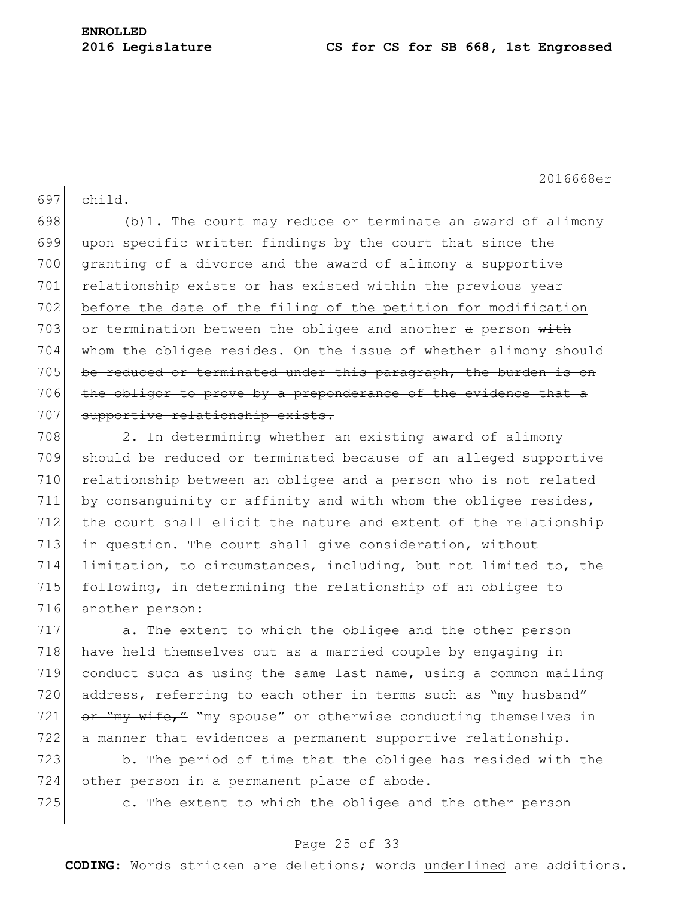child.

(b)1. The court may reduce or terminate an award of alimony upon specific written findings by the court that since the granting of a divorce and the award of alimony a supportive relationship <u>exists or</u> has existed <u>within the previous year before the date of the filing of the petition for modification or termination</u> between the obligee and <u>another</u> ~~a~~ person ~~with whom the obligee resides~~. ~~On the issue of whether alimony should be reduced or terminated under this paragraph, the burden is on the obligor to prove by a preponderance of the evidence that a supportive relationship exists.~~

2. In determining whether an existing award of alimony should be reduced or terminated because of an alleged supportive relationship between an obligee and a person who is not related by consanguinity or affinity ~~and with whom the obligee resides~~, the court shall elicit the nature and extent of the relationship in question. The court shall give consideration, without limitation, to circumstances, including, but not limited to, the following, in determining the relationship of an obligee to another person:

a. The extent to which the obligee and the other person have held themselves out as a married couple by engaging in conduct such as using the same last name, using a common mailing address, referring to each other ~~in terms such~~ as ~~"my husband" or "my wife,"~~ <u>"my spouse"</u> or otherwise conducting themselves in a manner that evidences a permanent supportive relationship.

b. The period of time that the obligee has resided with the other person in a permanent place of abode.

c. The extent to which the obligee and the other person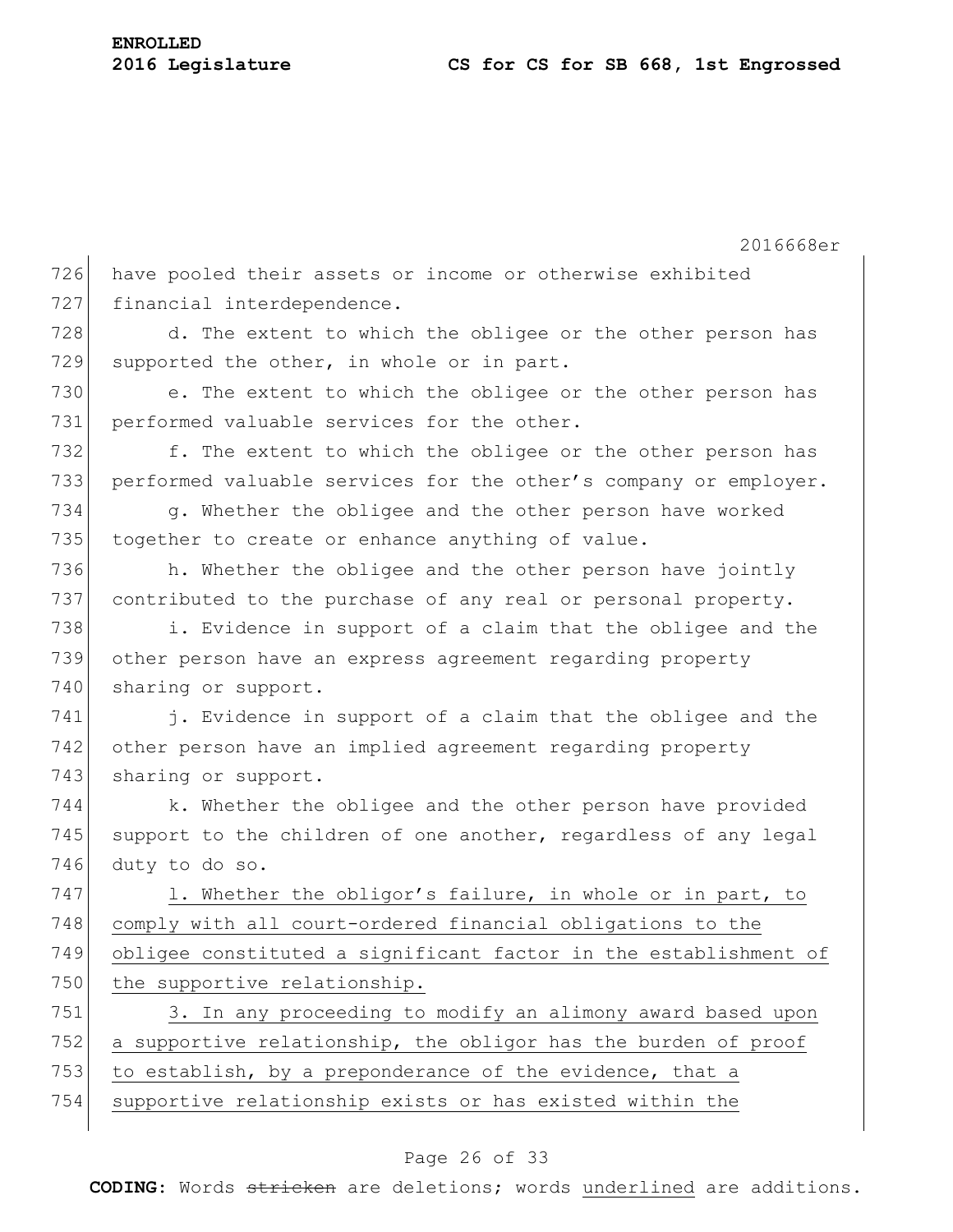have pooled their assets or income or otherwise exhibited financial interdependence.

d. The extent to which the obligee or the other person has supported the other, in whole or in part.

e. The extent to which the obligee or the other person has performed valuable services for the other.

f. The extent to which the obligee or the other person has performed valuable services for the other's company or employer.

g. Whether the obligee and the other person have worked together to create or enhance anything of value.

h. Whether the obligee and the other person have jointly contributed to the purchase of any real or personal property.

i. Evidence in support of a claim that the obligee and the other person have an express agreement regarding property sharing or support.

j. Evidence in support of a claim that the obligee and the other person have an implied agreement regarding property sharing or support.

k. Whether the obligee and the other person have provided support to the children of one another, regardless of any legal duty to do so.

<u>l. Whether the obligor's failure, in whole or in part, to comply with all court-ordered financial obligations to the obligee constituted a significant factor in the establishment of the supportive relationship.</u>

<u>3. In any proceeding to modify an alimony award based upon a supportive relationship, the obligor has the burden of proof to establish, by a preponderance of the evidence, that a supportive relationship exists or has existed within the</u>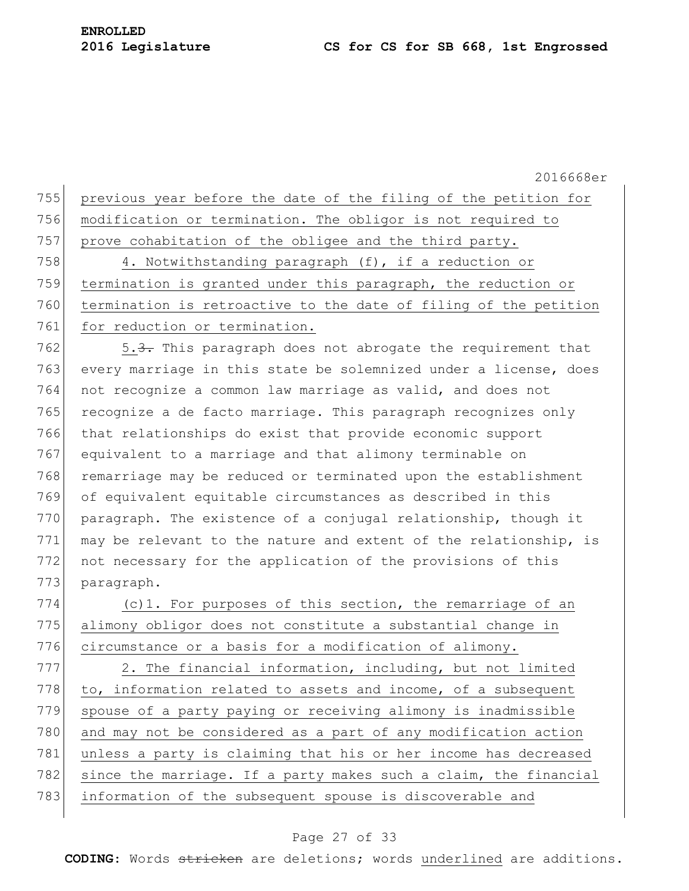previous year before the date of the filing of the petition for modification or termination. The obligor is not required to prove cohabitation of the obligee and the third party.

4. Notwithstanding paragraph (f), if a reduction or termination is granted under this paragraph, the reduction or termination is retroactive to the date of filing of the petition for reduction or termination.

5.~~3.~~ This paragraph does not abrogate the requirement that every marriage in this state be solemnized under a license, does not recognize a common law marriage as valid, and does not recognize a de facto marriage. This paragraph recognizes only that relationships do exist that provide economic support equivalent to a marriage and that alimony terminable on remarriage may be reduced or terminated upon the establishment of equivalent equitable circumstances as described in this paragraph. The existence of a conjugal relationship, though it may be relevant to the nature and extent of the relationship, is not necessary for the application of the provisions of this paragraph.

(c)1. For purposes of this section, the remarriage of an alimony obligor does not constitute a substantial change in circumstance or a basis for a modification of alimony.

2. The financial information, including, but not limited to, information related to assets and income, of a subsequent spouse of a party paying or receiving alimony is inadmissible and may not be considered as a part of any modification action unless a party is claiming that his or her income has decreased since the marriage. If a party makes such a claim, the financial information of the subsequent spouse is discoverable and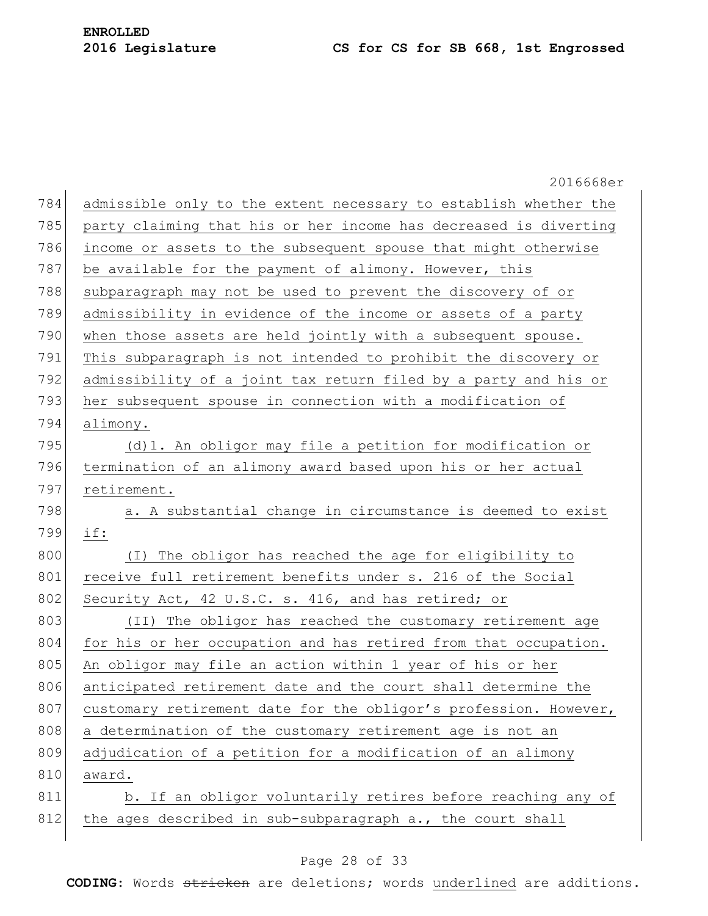admissible only to the extent necessary to establish whether the party claiming that his or her income has decreased is diverting income or assets to the subsequent spouse that might otherwise be available for the payment of alimony. However, this subparagraph may not be used to prevent the discovery of or admissibility in evidence of the income or assets of a party when those assets are held jointly with a subsequent spouse. This subparagraph is not intended to prohibit the discovery or admissibility of a joint tax return filed by a party and his or her subsequent spouse in connection with a modification of alimony.

(d)1. An obligor may file a petition for modification or termination of an alimony award based upon his or her actual retirement.

a. A substantial change in circumstance is deemed to exist if:

(I) The obligor has reached the age for eligibility to receive full retirement benefits under s. 216 of the Social Security Act, 42 U.S.C. s. 416, and has retired; or

(II) The obligor has reached the customary retirement age for his or her occupation and has retired from that occupation. An obligor may file an action within 1 year of his or her anticipated retirement date and the court shall determine the customary retirement date for the obligor's profession. However, a determination of the customary retirement age is not an adjudication of a petition for a modification of an alimony award.

b. If an obligor voluntarily retires before reaching any of the ages described in sub-subparagraph a., the court shall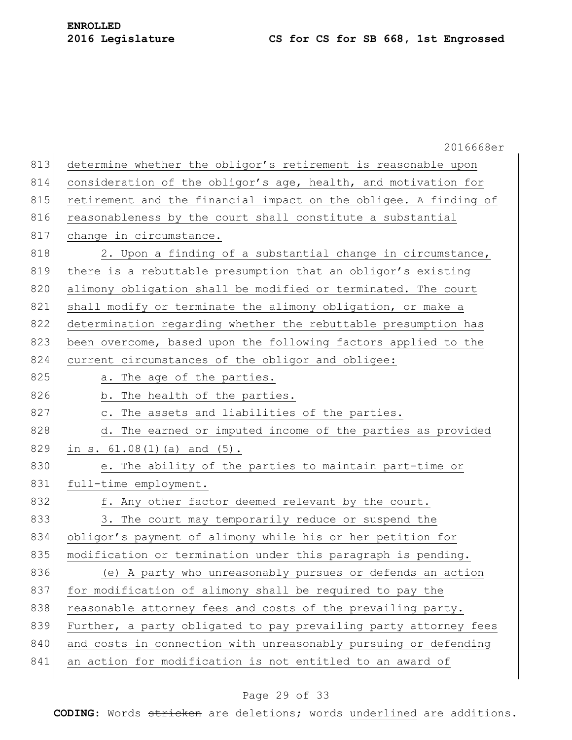determine whether the obligor's retirement is reasonable upon consideration of the obligor's age, health, and motivation for retirement and the financial impact on the obligee. A finding of reasonableness by the court shall constitute a substantial change in circumstance.

2. Upon a finding of a substantial change in circumstance, there is a rebuttable presumption that an obligor's existing alimony obligation shall be modified or terminated. The court shall modify or terminate the alimony obligation, or make a determination regarding whether the rebuttable presumption has been overcome, based upon the following factors applied to the current circumstances of the obligor and obligee:

a. The age of the parties.

b. The health of the parties.

c. The assets and liabilities of the parties.

d. The earned or imputed income of the parties as provided in s. 61.08(1)(a) and (5).

e. The ability of the parties to maintain part-time or full-time employment.

f. Any other factor deemed relevant by the court.

3. The court may temporarily reduce or suspend the obligor's payment of alimony while his or her petition for modification or termination under this paragraph is pending.

(e) A party who unreasonably pursues or defends an action for modification of alimony shall be required to pay the reasonable attorney fees and costs of the prevailing party. Further, a party obligated to pay prevailing party attorney fees and costs in connection with unreasonably pursuing or defending an action for modification is not entitled to an award of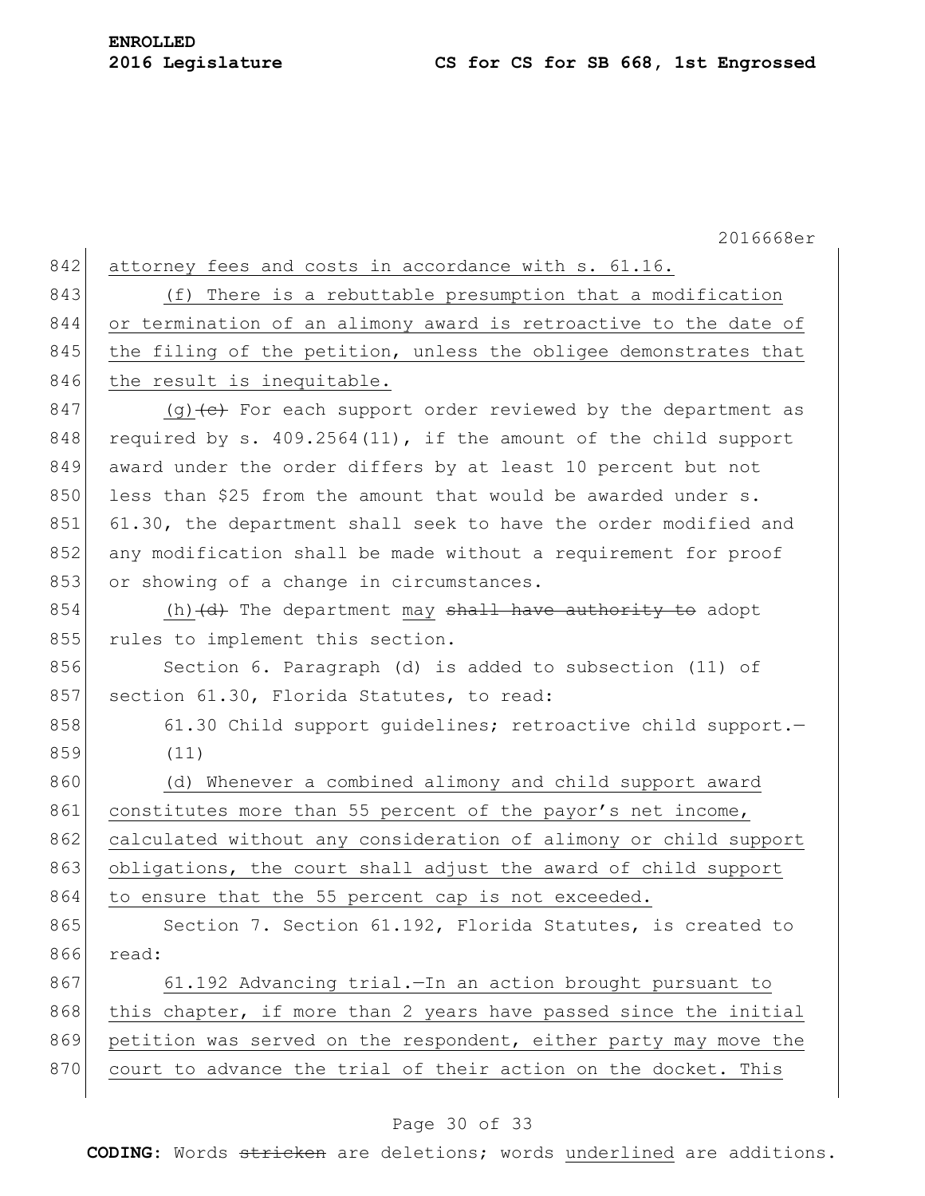attorney fees and costs in accordance with s. 61.16.

(f) There is a rebuttable presumption that a modification or termination of an alimony award is retroactive to the date of the filing of the petition, unless the obligee demonstrates that the result is inequitable.

(g) ~~(c)~~ For each support order reviewed by the department as required by s. 409.2564(11), if the amount of the child support award under the order differs by at least 10 percent but not less than $25 from the amount that would be awarded under s. 61.30, the department shall seek to have the order modified and any modification shall be made without a requirement for proof or showing of a change in circumstances.

(h) ~~(d)~~ The department may ~~shall have authority to~~ adopt rules to implement this section.

Section 6. Paragraph (d) is added to subsection (11) of section 61.30, Florida Statutes, to read:

61.30 Child support guidelines; retroactive child support.—

(11)

(d) Whenever a combined alimony and child support award constitutes more than 55 percent of the payor's net income, calculated without any consideration of alimony or child support obligations, the court shall adjust the award of child support to ensure that the 55 percent cap is not exceeded.

Section 7. Section 61.192, Florida Statutes, is created to read:

61.192 Advancing trial.—In an action brought pursuant to this chapter, if more than 2 years have passed since the initial petition was served on the respondent, either party may move the court to advance the trial of their action on the docket. This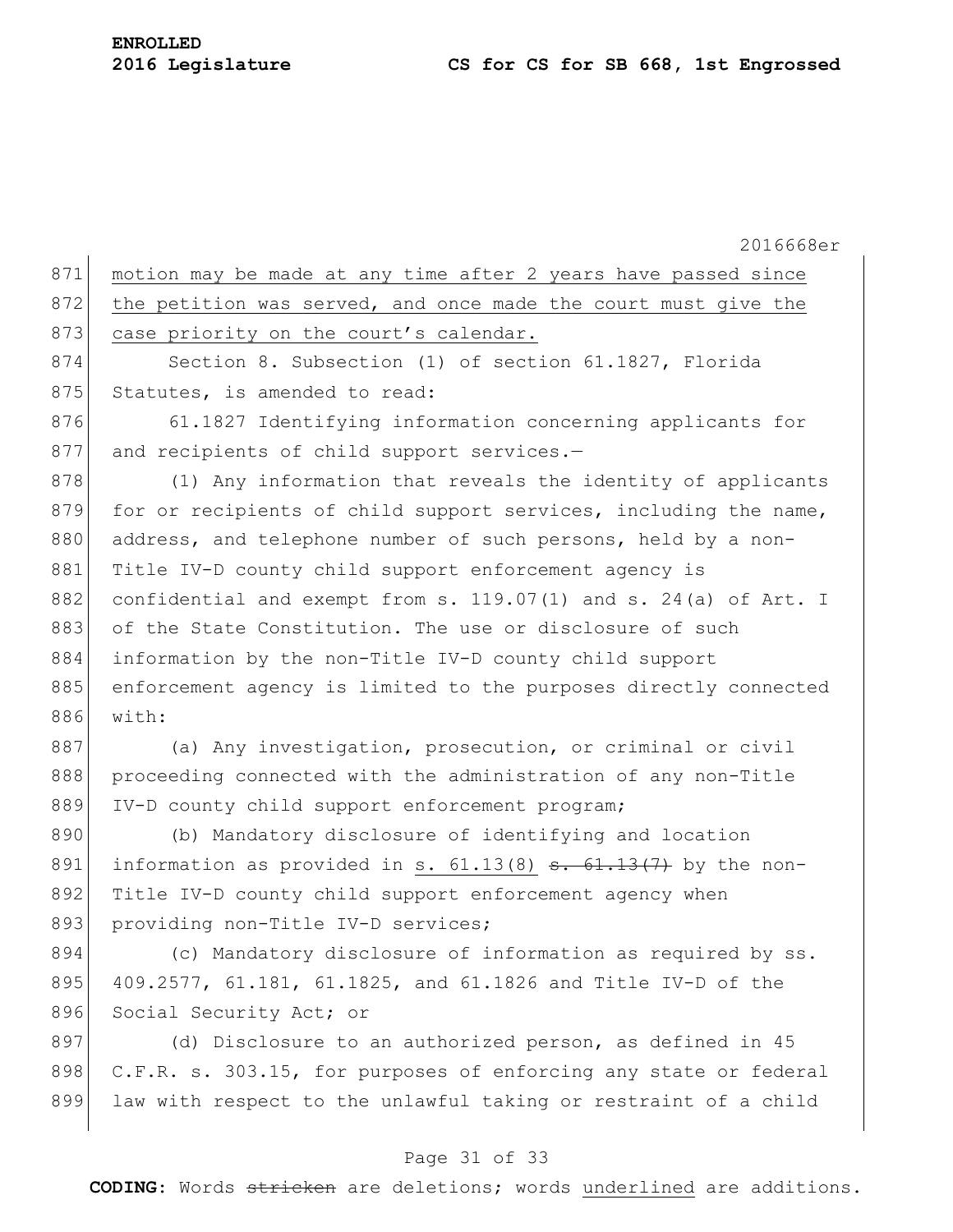motion may be made at any time after 2 years have passed since the petition was served, and once made the court must give the case priority on the court's calendar.

Section 8. Subsection (1) of section 61.1827, Florida Statutes, is amended to read:

61.1827 Identifying information concerning applicants for and recipients of child support services.—

(1) Any information that reveals the identity of applicants for or recipients of child support services, including the name, address, and telephone number of such persons, held by a non-Title IV-D county child support enforcement agency is confidential and exempt from s. 119.07(1) and s. 24(a) of Art. I of the State Constitution. The use or disclosure of such information by the non-Title IV-D county child support enforcement agency is limited to the purposes directly connected with:

(a) Any investigation, prosecution, or criminal or civil proceeding connected with the administration of any non-Title IV-D county child support enforcement program;

(b) Mandatory disclosure of identifying and location information as provided in s. 61.13(8) ~~s. 61.13(7)~~ by the non-Title IV-D county child support enforcement agency when providing non-Title IV-D services;

(c) Mandatory disclosure of information as required by ss. 409.2577, 61.181, 61.1825, and 61.1826 and Title IV-D of the Social Security Act; or

(d) Disclosure to an authorized person, as defined in 45 C.F.R. s. 303.15, for purposes of enforcing any state or federal law with respect to the unlawful taking or restraint of a child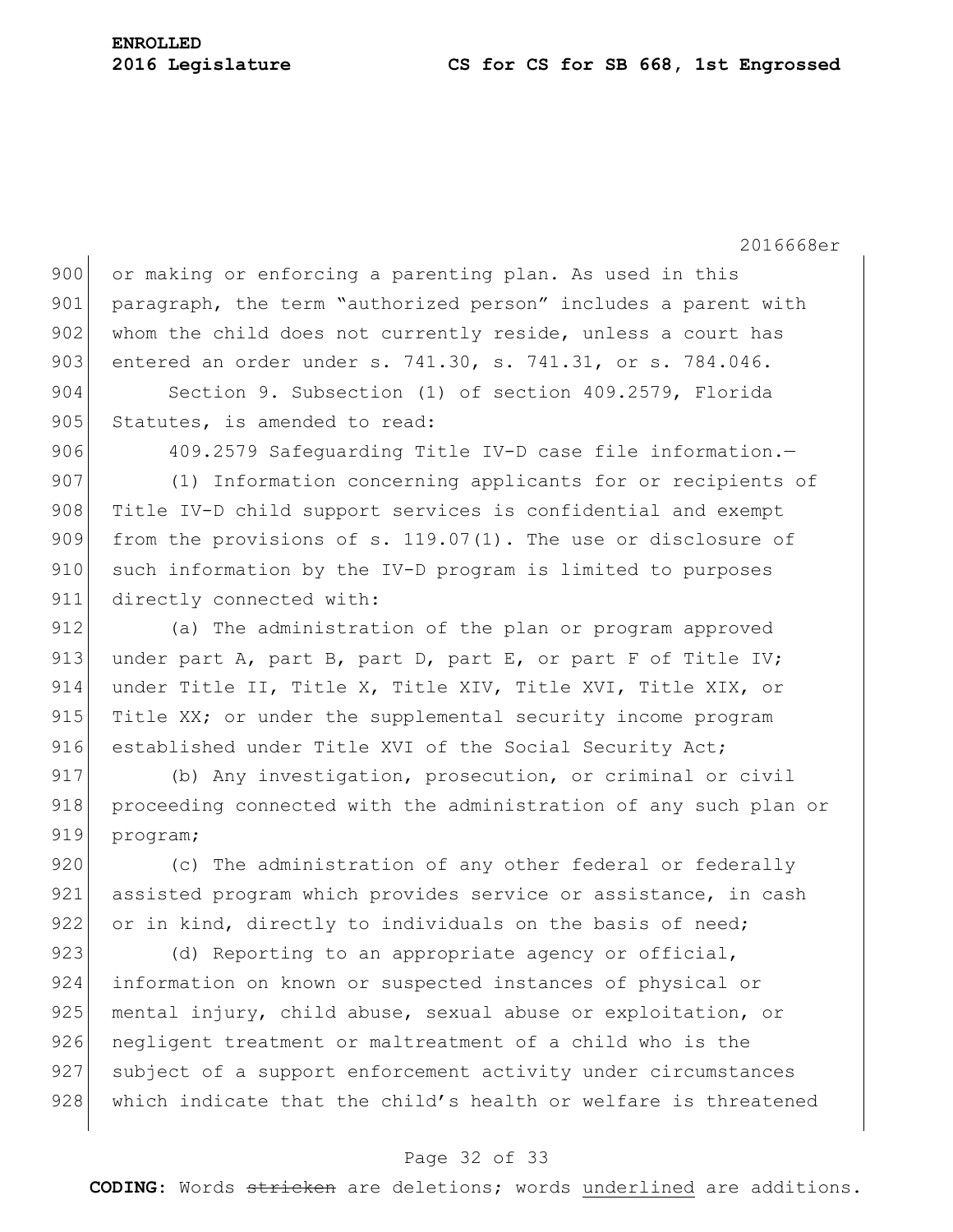or making or enforcing a parenting plan. As used in this paragraph, the term "authorized person" includes a parent with whom the child does not currently reside, unless a court has entered an order under s. 741.30, s. 741.31, or s. 784.046.

Section 9. Subsection (1) of section 409.2579, Florida Statutes, is amended to read:

409.2579 Safeguarding Title IV-D case file information.—

(1) Information concerning applicants for or recipients of Title IV-D child support services is confidential and exempt from the provisions of s. 119.07(1). The use or disclosure of such information by the IV-D program is limited to purposes directly connected with:

(a) The administration of the plan or program approved under part A, part B, part D, part E, or part F of Title IV; under Title II, Title X, Title XIV, Title XVI, Title XIX, or Title XX; or under the supplemental security income program established under Title XVI of the Social Security Act;

(b) Any investigation, prosecution, or criminal or civil proceeding connected with the administration of any such plan or program;

(c) The administration of any other federal or federally assisted program which provides service or assistance, in cash or in kind, directly to individuals on the basis of need;

(d) Reporting to an appropriate agency or official, information on known or suspected instances of physical or mental injury, child abuse, sexual abuse or exploitation, or negligent treatment or maltreatment of a child who is the subject of a support enforcement activity under circumstances which indicate that the child's health or welfare is threatened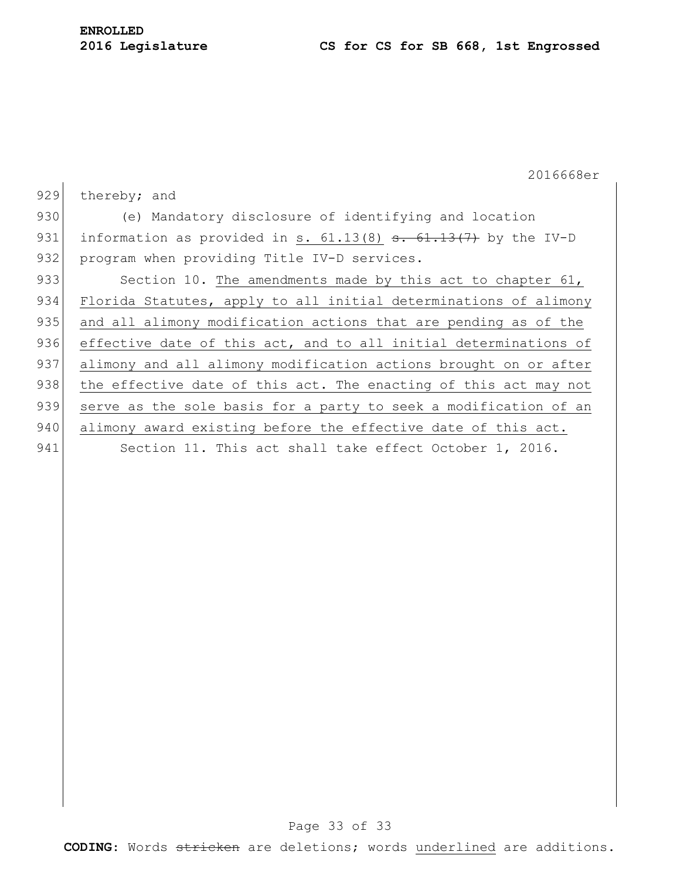thereby; and

(e) Mandatory disclosure of identifying and location information as provided in <u>s. 61.13(8)</u> ~~s. 61.13(7)~~ by the IV-D program when providing Title IV-D services.

Section 10. <u>The amendments made by this act to chapter 61, Florida Statutes, apply to all initial determinations of alimony and all alimony modification actions that are pending as of the effective date of this act, and to all initial determinations of alimony and all alimony modification actions brought on or after the effective date of this act. The enacting of this act may not serve as the sole basis for a party to seek a modification of an alimony award existing before the effective date of this act.</u>

Section 11. This act shall take effect October 1, 2016.